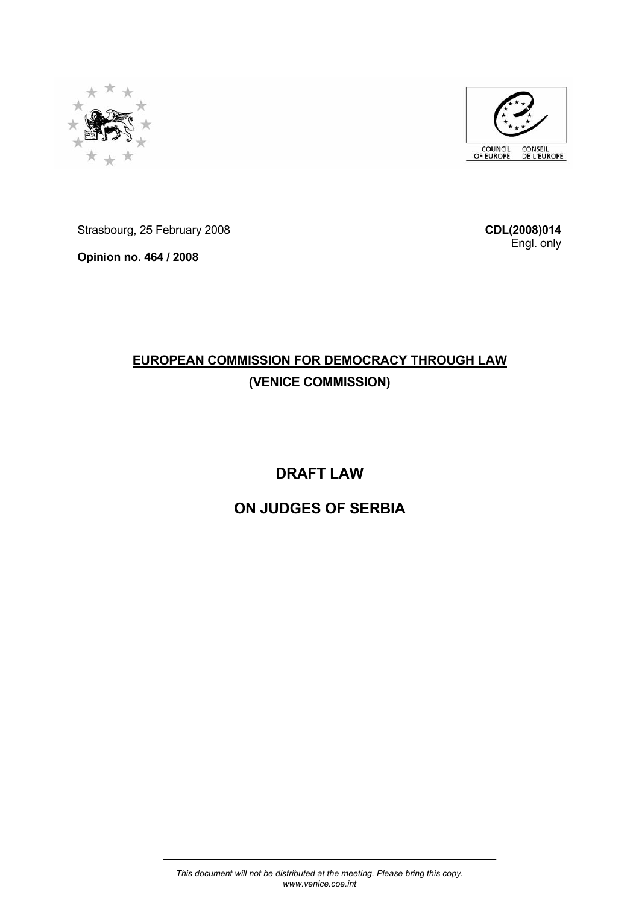Strasbourg, 25 February 2008

**CDL(2008)014**
Engl. only

**Opinion no. 464 / 2008**

# EUROPEAN COMMISSION FOR DEMOCRACY THROUGH LAW
## (VENICE COMMISSION)

# DRAFT LAW
# ON JUDGES OF SERBIA

*This document will not be distributed at the meeting. Please bring this copy.*
*www.venice.coe.int*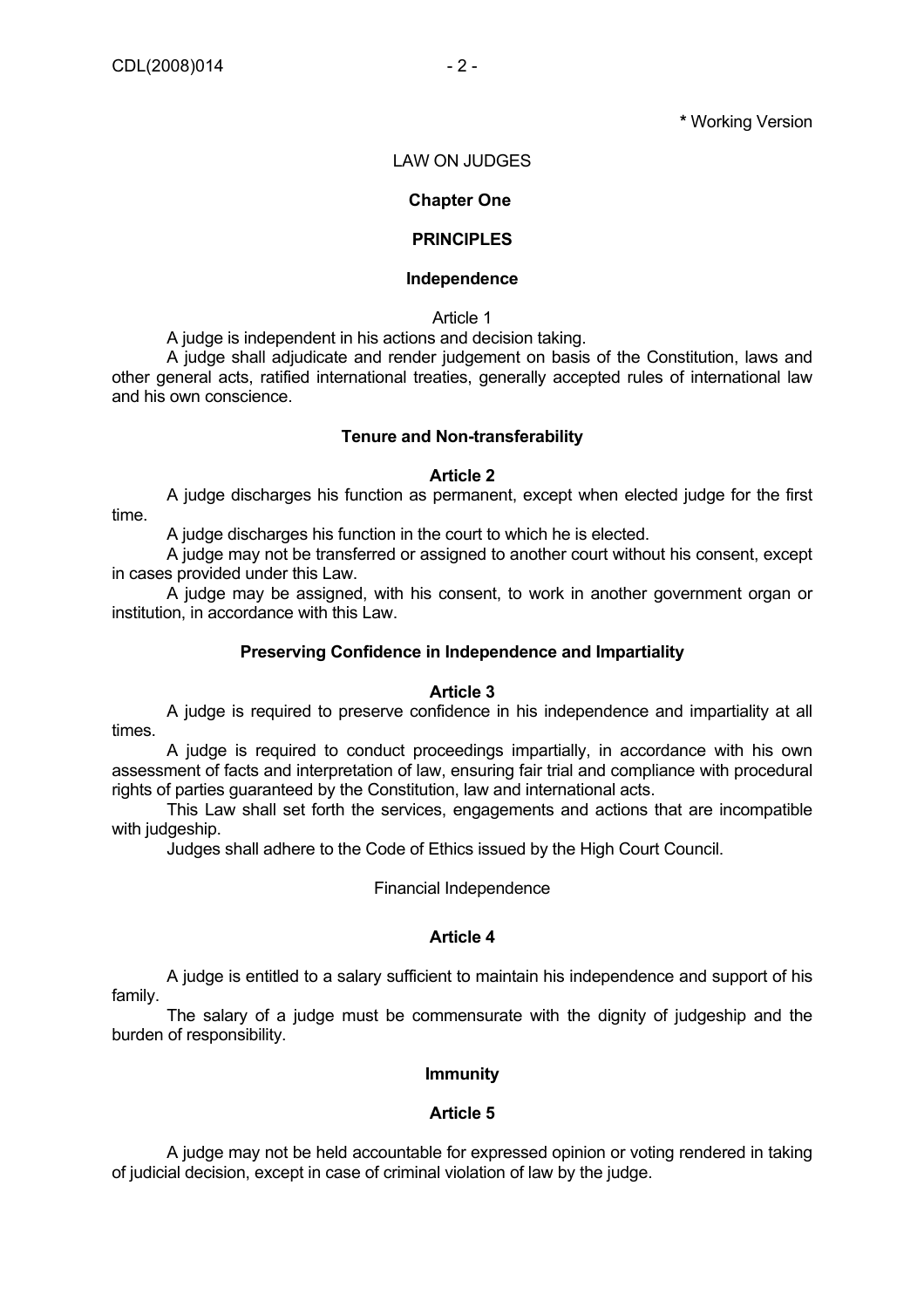**\*** Working Version

LAW ON JUDGES

**Chapter One**

**PRINCIPLES**

**Independence**

Article 1

A judge is independent in his actions and decision taking.

A judge shall adjudicate and render judgement on basis of the Constitution, laws and other general acts, ratified international treaties, generally accepted rules of international law and his own conscience.

**Tenure and Non-transferability**

**Article 2**

A judge discharges his function as permanent, except when elected judge for the first time.

A judge discharges his function in the court to which he is elected.

A judge may not be transferred or assigned to another court without his consent, except in cases provided under this Law.

A judge may be assigned, with his consent, to work in another government organ or institution, in accordance with this Law.

**Preserving Confidence in Independence and Impartiality**

**Article 3**

A judge is required to preserve confidence in his independence and impartiality at all times.

A judge is required to conduct proceedings impartially, in accordance with his own assessment of facts and interpretation of law, ensuring fair trial and compliance with procedural rights of parties guaranteed by the Constitution, law and international acts.

This Law shall set forth the services, engagements and actions that are incompatible with judgeship.

Judges shall adhere to the Code of Ethics issued by the High Court Council.

Financial Independence

**Article 4**

A judge is entitled to a salary sufficient to maintain his independence and support of his family.

The salary of a judge must be commensurate with the dignity of judgeship and the burden of responsibility.

**Immunity**

**Article 5**

A judge may not be held accountable for expressed opinion or voting rendered in taking of judicial decision, except in case of criminal violation of law by the judge.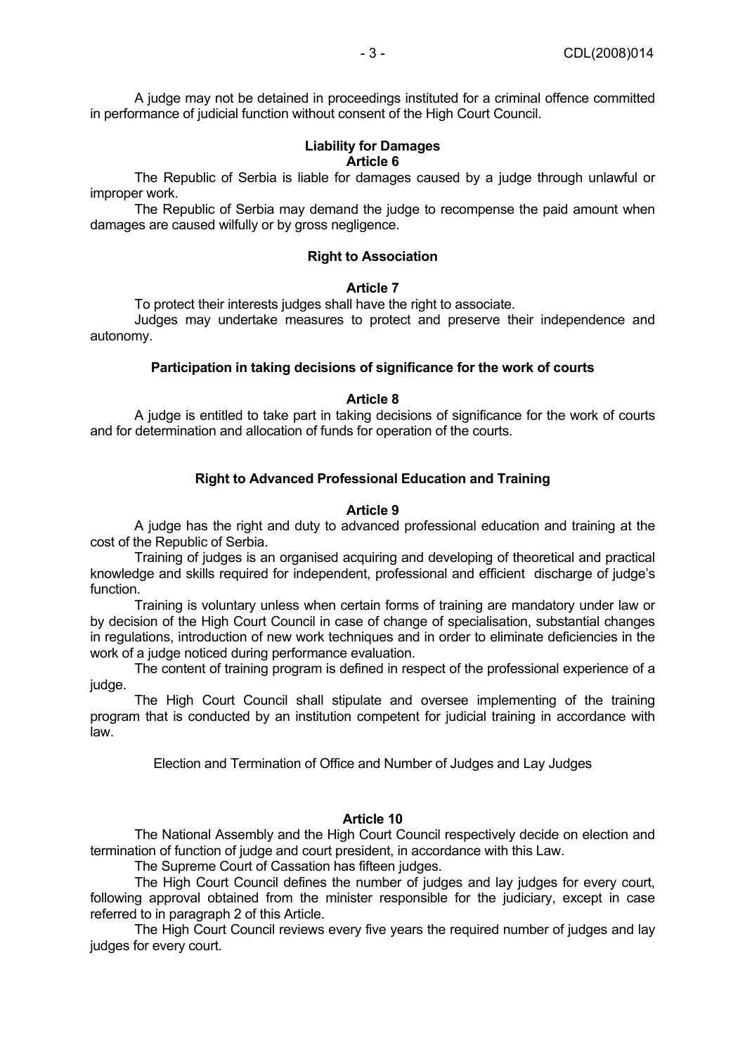A judge may not be detained in proceedings instituted for a criminal offence committed in performance of judicial function without consent of the High Court Council.

**Liability for Damages**
**Article 6**

The Republic of Serbia is liable for damages caused by a judge through unlawful or improper work.

The Republic of Serbia may demand the judge to recompense the paid amount when damages are caused wilfully or by gross negligence.

**Right to Association**

**Article 7**

To protect their interests judges shall have the right to associate.

Judges may undertake measures to protect and preserve their independence and autonomy.

**Participation in taking decisions of significance for the work of courts**

**Article 8**

A judge is entitled to take part in taking decisions of significance for the work of courts and for determination and allocation of funds for operation of the courts.

**Right to Advanced Professional Education and Training**

**Article 9**

A judge has the right and duty to advanced professional education and training at the cost of the Republic of Serbia.

Training of judges is an organised acquiring and developing of theoretical and practical knowledge and skills required for independent, professional and efficient discharge of judge's function.

Training is voluntary unless when certain forms of training are mandatory under law or by decision of the High Court Council in case of change of specialisation, substantial changes in regulations, introduction of new work techniques and in order to eliminate deficiencies in the work of a judge noticed during performance evaluation.

The content of training program is defined in respect of the professional experience of a judge.

The High Court Council shall stipulate and oversee implementing of the training program that is conducted by an institution competent for judicial training in accordance with law.

Election and Termination of Office and Number of Judges and Lay Judges

**Article 10**

The National Assembly and the High Court Council respectively decide on election and termination of function of judge and court president, in accordance with this Law.

The Supreme Court of Cassation has fifteen judges.

The High Court Council defines the number of judges and lay judges for every court, following approval obtained from the minister responsible for the judiciary, except in case referred to in paragraph 2 of this Article.

The High Court Council reviews every five years the required number of judges and lay judges for every court.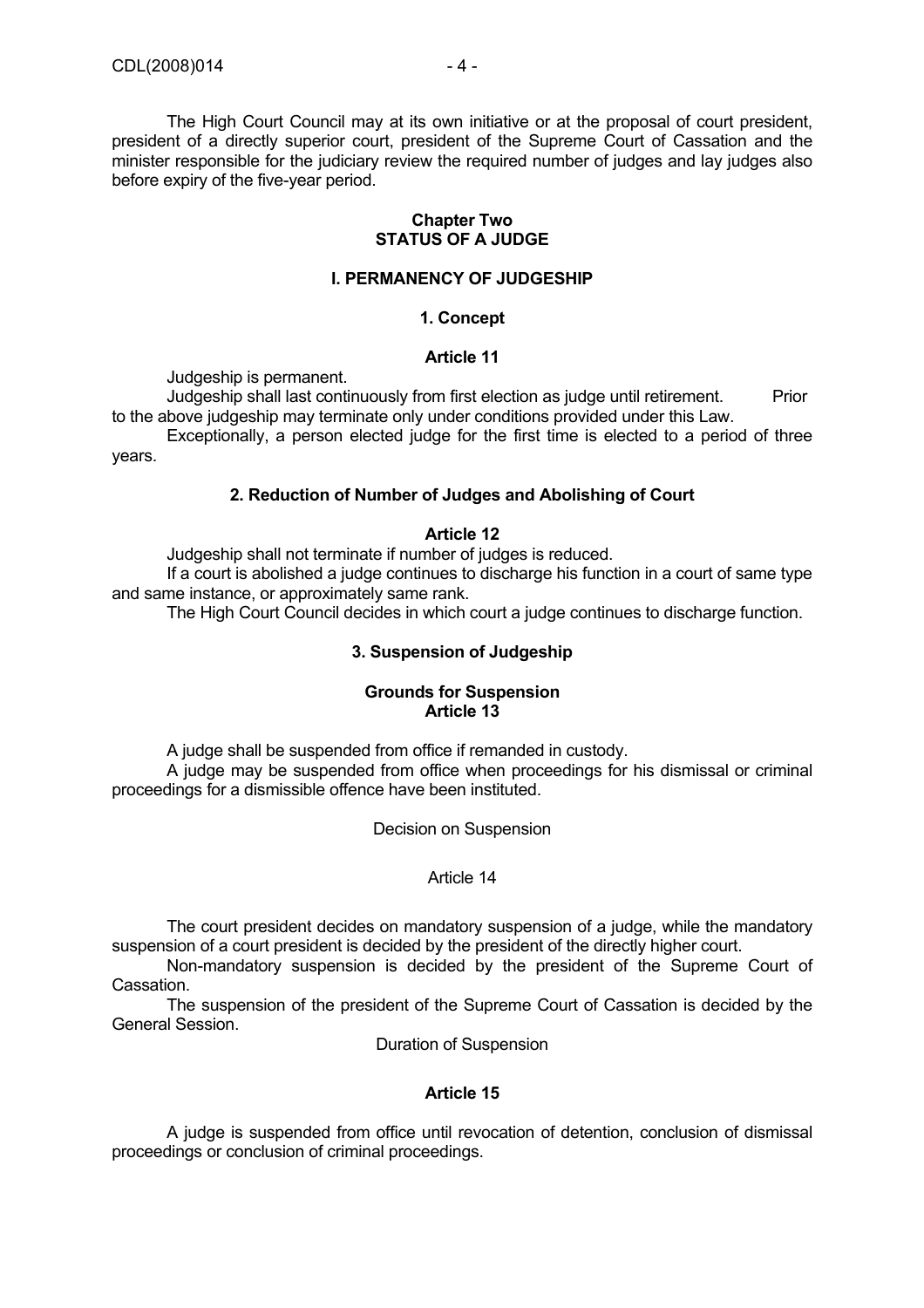The High Court Council may at its own initiative or at the proposal of court president, president of a directly superior court, president of the Supreme Court of Cassation and the minister responsible for the judiciary review the required number of judges and lay judges also before expiry of the five-year period.

## Chapter Two
## STATUS OF A JUDGE

### I. PERMANENCY OF JUDGESHIP

#### 1. Concept

**Article 11**

Judgeship is permanent.

Judgeship shall last continuously from first election as judge until retirement. Prior to the above judgeship may terminate only under conditions provided under this Law.

Exceptionally, a person elected judge for the first time is elected to a period of three years.

#### 2. Reduction of Number of Judges and Abolishing of Court

**Article 12**

Judgeship shall not terminate if number of judges is reduced.

If a court is abolished a judge continues to discharge his function in a court of same type and same instance, or approximately same rank.

The High Court Council decides in which court a judge continues to discharge function.

#### 3. Suspension of Judgeship

**Grounds for Suspension**
**Article 13**

A judge shall be suspended from office if remanded in custody.

A judge may be suspended from office when proceedings for his dismissal or criminal proceedings for a dismissible offence have been instituted.

Decision on Suspension

Article 14

The court president decides on mandatory suspension of a judge, while the mandatory suspension of a court president is decided by the president of the directly higher court.

Non-mandatory suspension is decided by the president of the Supreme Court of Cassation.

The suspension of the president of the Supreme Court of Cassation is decided by the General Session.

Duration of Suspension

**Article 15**

A judge is suspended from office until revocation of detention, conclusion of dismissal proceedings or conclusion of criminal proceedings.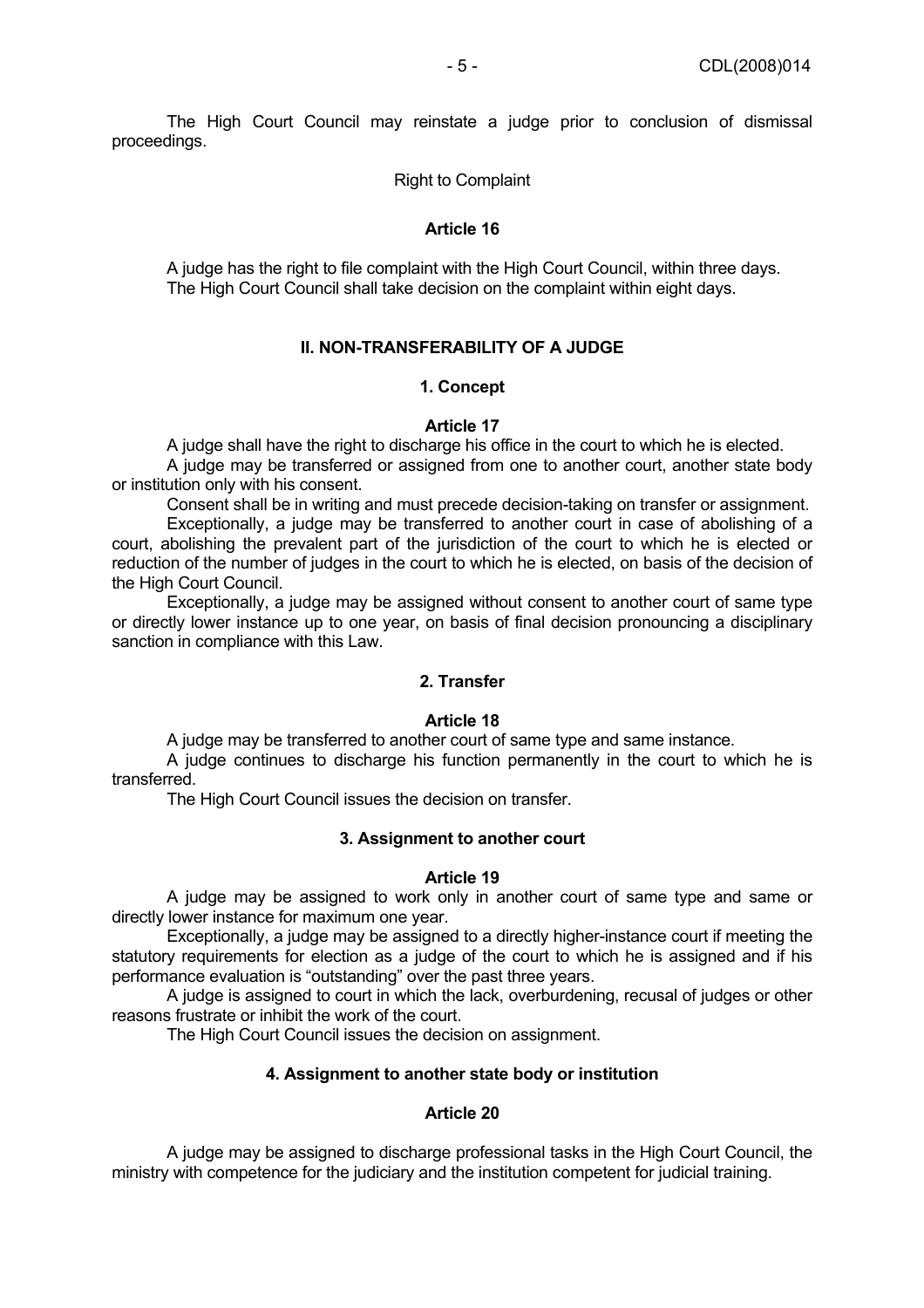The High Court Council may reinstate a judge prior to conclusion of dismissal proceedings.

Right to Complaint

**Article 16**

A judge has the right to file complaint with the High Court Council, within three days. The High Court Council shall take decision on the complaint within eight days.

## II. NON-TRANSFERABILITY OF A JUDGE

### 1. Concept

**Article 17**

A judge shall have the right to discharge his office in the court to which he is elected.

A judge may be transferred or assigned from one to another court, another state body or institution only with his consent.

Consent shall be in writing and must precede decision-taking on transfer or assignment.

Exceptionally, a judge may be transferred to another court in case of abolishing of a court, abolishing the prevalent part of the jurisdiction of the court to which he is elected or reduction of the number of judges in the court to which he is elected, on basis of the decision of the High Court Council.

Exceptionally, a judge may be assigned without consent to another court of same type or directly lower instance up to one year, on basis of final decision pronouncing a disciplinary sanction in compliance with this Law.

### 2. Transfer

**Article 18**

A judge may be transferred to another court of same type and same instance.

A judge continues to discharge his function permanently in the court to which he is transferred.

The High Court Council issues the decision on transfer.

### 3. Assignment to another court

**Article 19**

A judge may be assigned to work only in another court of same type and same or directly lower instance for maximum one year.

Exceptionally, a judge may be assigned to a directly higher-instance court if meeting the statutory requirements for election as a judge of the court to which he is assigned and if his performance evaluation is "outstanding" over the past three years.

A judge is assigned to court in which the lack, overburdening, recusal of judges or other reasons frustrate or inhibit the work of the court.

The High Court Council issues the decision on assignment.

### 4. Assignment to another state body or institution

**Article 20**

A judge may be assigned to discharge professional tasks in the High Court Council, the ministry with competence for the judiciary and the institution competent for judicial training.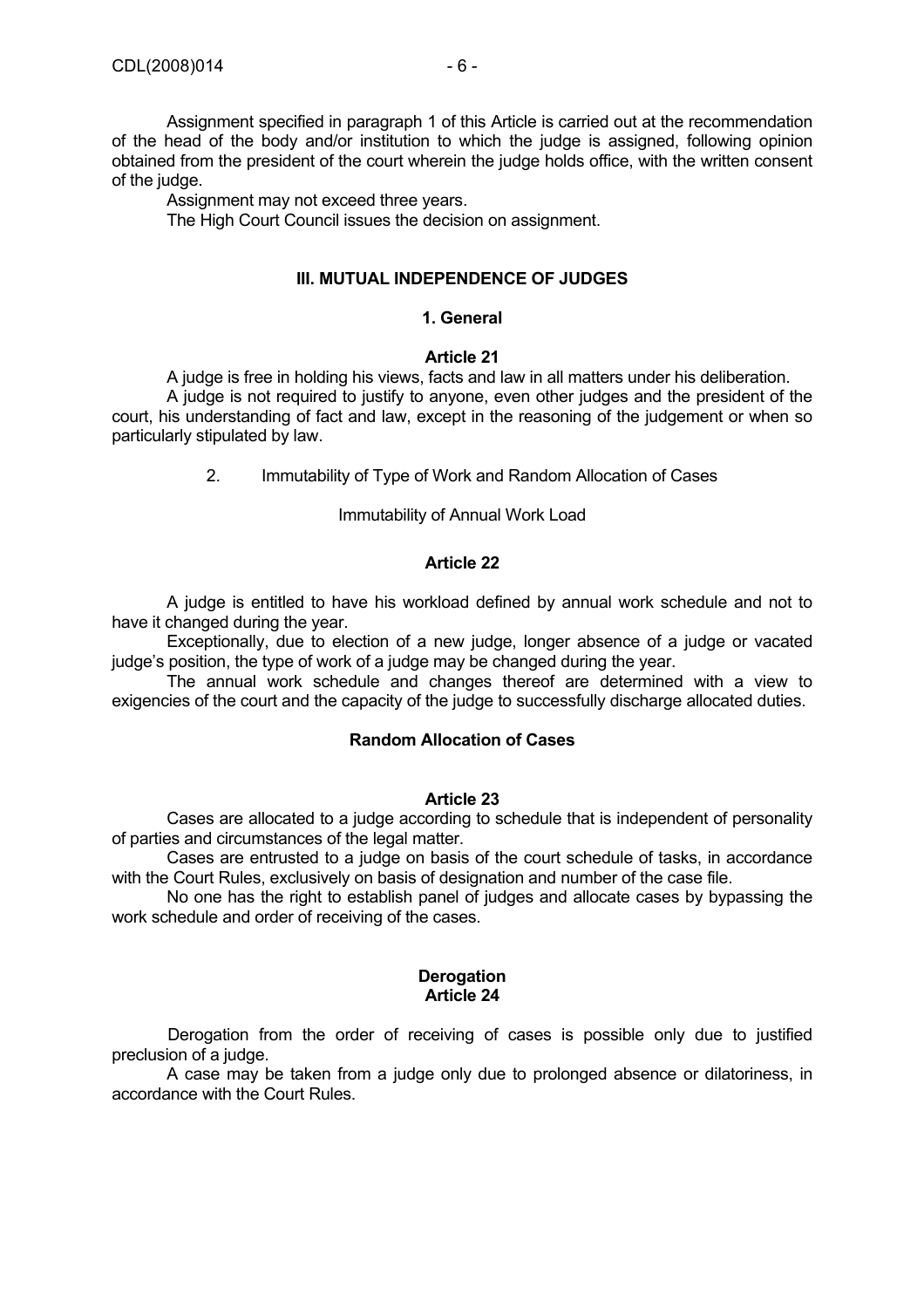Assignment specified in paragraph 1 of this Article is carried out at the recommendation of the head of the body and/or institution to which the judge is assigned, following opinion obtained from the president of the court wherein the judge holds office, with the written consent of the judge.

Assignment may not exceed three years.

The High Court Council issues the decision on assignment.

## III. MUTUAL INDEPENDENCE OF JUDGES

### 1. General

**Article 21**

A judge is free in holding his views, facts and law in all matters under his deliberation.

A judge is not required to justify to anyone, even other judges and the president of the court, his understanding of fact and law, except in the reasoning of the judgement or when so particularly stipulated by law.

### 2. Immutability of Type of Work and Random Allocation of Cases

Immutability of Annual Work Load

**Article 22**

A judge is entitled to have his workload defined by annual work schedule and not to have it changed during the year.

Exceptionally, due to election of a new judge, longer absence of a judge or vacated judge's position, the type of work of a judge may be changed during the year.

The annual work schedule and changes thereof are determined with a view to exigencies of the court and the capacity of the judge to successfully discharge allocated duties.

**Random Allocation of Cases**

**Article 23**

Cases are allocated to a judge according to schedule that is independent of personality of parties and circumstances of the legal matter.

Cases are entrusted to a judge on basis of the court schedule of tasks, in accordance with the Court Rules, exclusively on basis of designation and number of the case file.

No one has the right to establish panel of judges and allocate cases by bypassing the work schedule and order of receiving of the cases.

**Derogation**
**Article 24**

Derogation from the order of receiving of cases is possible only due to justified preclusion of a judge.

A case may be taken from a judge only due to prolonged absence or dilatoriness, in accordance with the Court Rules.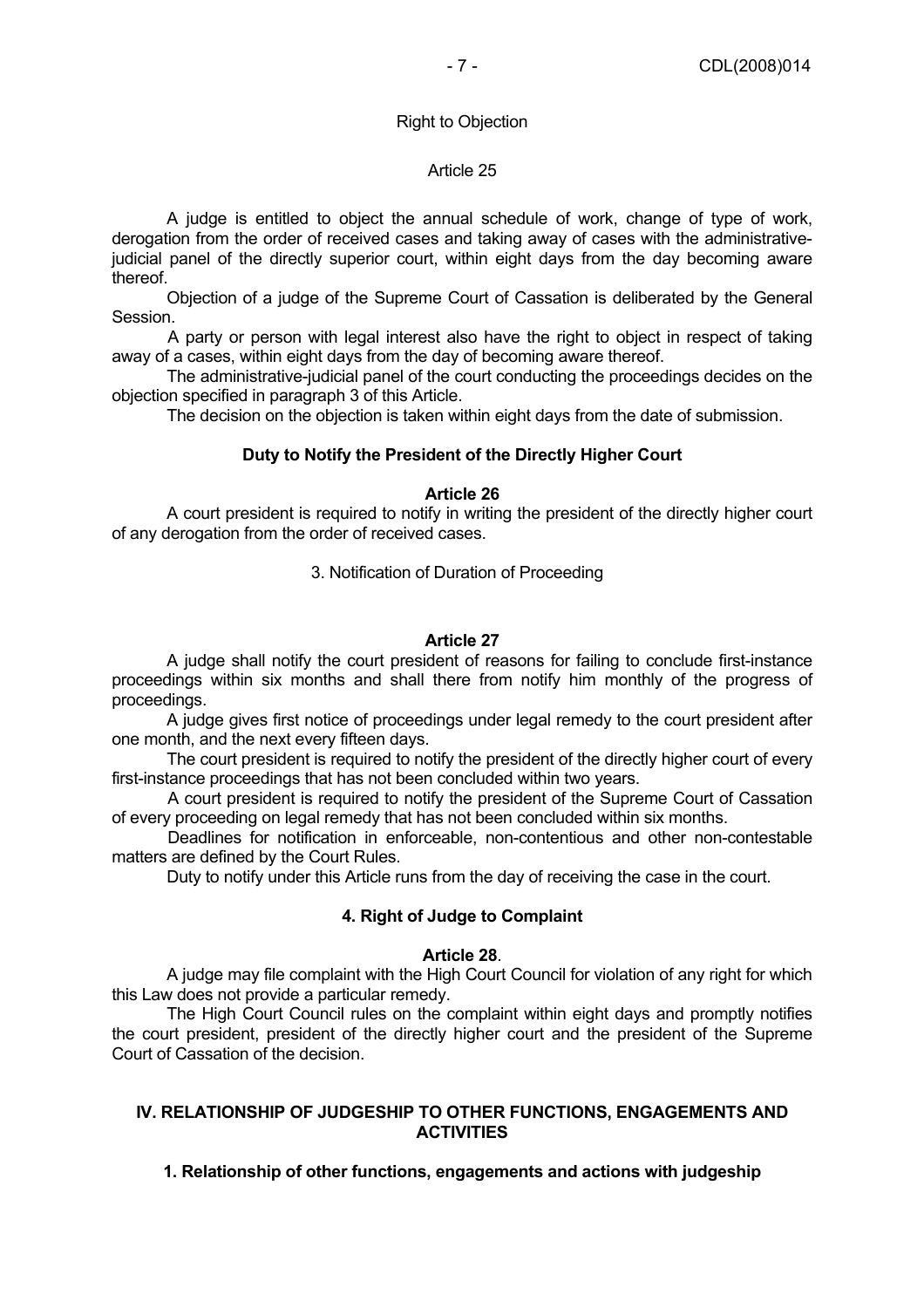Right to Objection

Article 25

A judge is entitled to object the annual schedule of work, change of type of work, derogation from the order of received cases and taking away of cases with the administrative-judicial panel of the directly superior court, within eight days from the day becoming aware thereof.

Objection of a judge of the Supreme Court of Cassation is deliberated by the General Session.

A party or person with legal interest also have the right to object in respect of taking away of a cases, within eight days from the day of becoming aware thereof.

The administrative-judicial panel of the court conducting the proceedings decides on the objection specified in paragraph 3 of this Article.

The decision on the objection is taken within eight days from the date of submission.

**Duty to Notify the President of the Directly Higher Court**

**Article 26**

A court president is required to notify in writing the president of the directly higher court of any derogation from the order of received cases.

3. Notification of Duration of Proceeding

**Article 27**

A judge shall notify the court president of reasons for failing to conclude first-instance proceedings within six months and shall there from notify him monthly of the progress of proceedings.

A judge gives first notice of proceedings under legal remedy to the court president after one month, and the next every fifteen days.

The court president is required to notify the president of the directly higher court of every first-instance proceedings that has not been concluded within two years.

A court president is required to notify the president of the Supreme Court of Cassation of every proceeding on legal remedy that has not been concluded within six months.

Deadlines for notification in enforceable, non-contentious and other non-contestable matters are defined by the Court Rules.

Duty to notify under this Article runs from the day of receiving the case in the court.

**4. Right of Judge to Complaint**

**Article 28**.

A judge may file complaint with the High Court Council for violation of any right for which this Law does not provide a particular remedy.

The High Court Council rules on the complaint within eight days and promptly notifies the court president, president of the directly higher court and the president of the Supreme Court of Cassation of the decision.

## IV. RELATIONSHIP OF JUDGESHIP TO OTHER FUNCTIONS, ENGAGEMENTS AND ACTIVITIES

**1. Relationship of other functions, engagements and actions with judgeship**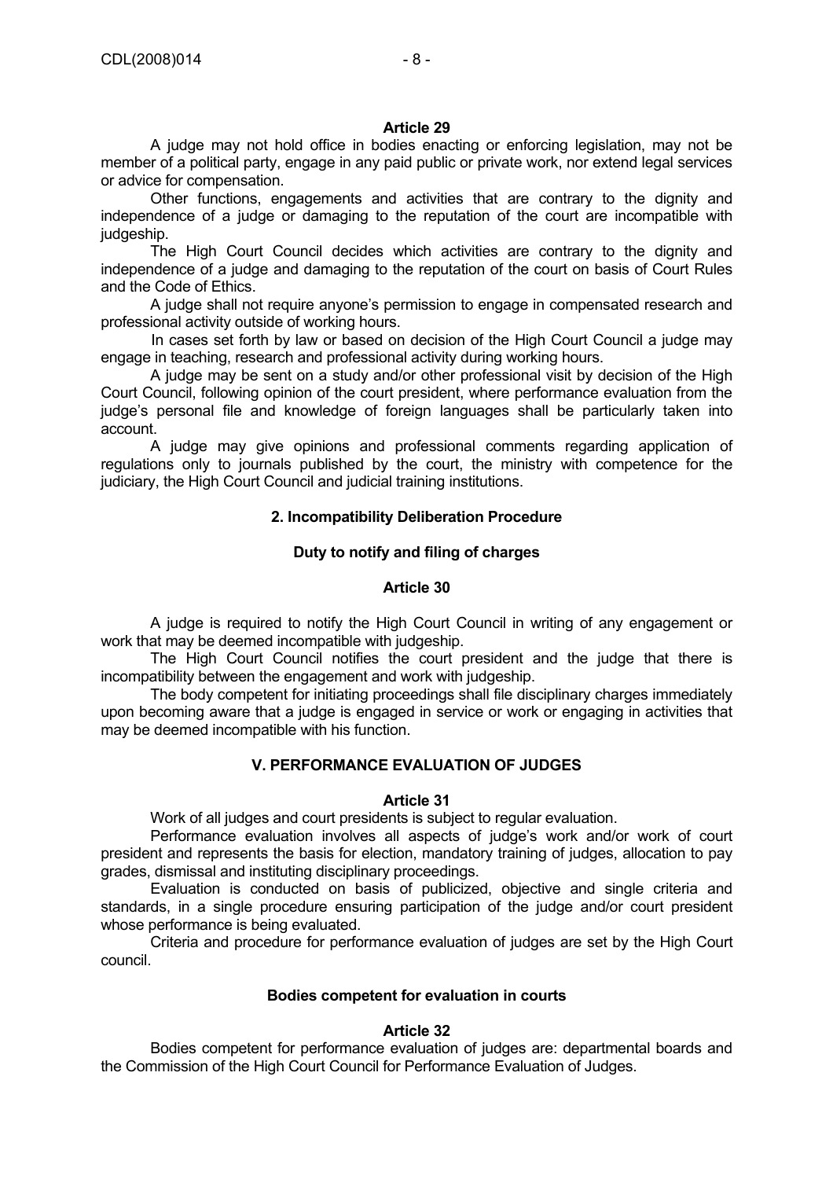**Article 29**

A judge may not hold office in bodies enacting or enforcing legislation, may not be member of a political party, engage in any paid public or private work, nor extend legal services or advice for compensation.

Other functions, engagements and activities that are contrary to the dignity and independence of a judge or damaging to the reputation of the court are incompatible with judgeship.

The High Court Council decides which activities are contrary to the dignity and independence of a judge and damaging to the reputation of the court on basis of Court Rules and the Code of Ethics.

A judge shall not require anyone's permission to engage in compensated research and professional activity outside of working hours.

In cases set forth by law or based on decision of the High Court Council a judge may engage in teaching, research and professional activity during working hours.

A judge may be sent on a study and/or other professional visit by decision of the High Court Council, following opinion of the court president, where performance evaluation from the judge's personal file and knowledge of foreign languages shall be particularly taken into account.

A judge may give opinions and professional comments regarding application of regulations only to journals published by the court, the ministry with competence for the judiciary, the High Court Council and judicial training institutions.

**2. Incompatibility Deliberation Procedure**

**Duty to notify and filing of charges**

**Article 30**

A judge is required to notify the High Court Council in writing of any engagement or work that may be deemed incompatible with judgeship.

The High Court Council notifies the court president and the judge that there is incompatibility between the engagement and work with judgeship.

The body competent for initiating proceedings shall file disciplinary charges immediately upon becoming aware that a judge is engaged in service or work or engaging in activities that may be deemed incompatible with his function.

**V. PERFORMANCE EVALUATION OF JUDGES**

**Article 31**

Work of all judges and court presidents is subject to regular evaluation.

Performance evaluation involves all aspects of judge's work and/or work of court president and represents the basis for election, mandatory training of judges, allocation to pay grades, dismissal and instituting disciplinary proceedings.

Evaluation is conducted on basis of publicized, objective and single criteria and standards, in a single procedure ensuring participation of the judge and/or court president whose performance is being evaluated.

Criteria and procedure for performance evaluation of judges are set by the High Court council.

**Bodies competent for evaluation in courts**

**Article 32**

Bodies competent for performance evaluation of judges are: departmental boards and the Commission of the High Court Council for Performance Evaluation of Judges.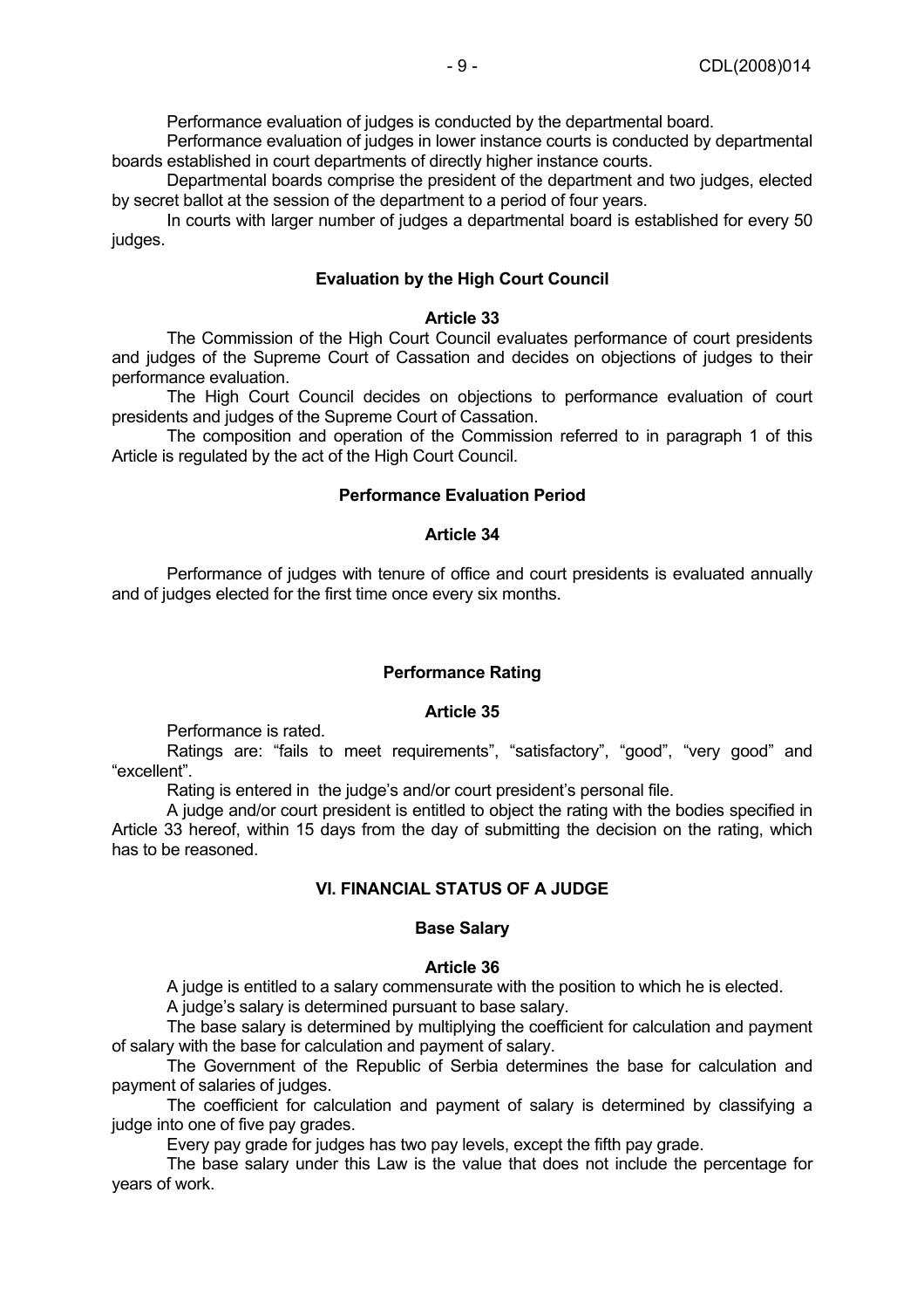Performance evaluation of judges is conducted by the departmental board.

Performance evaluation of judges in lower instance courts is conducted by departmental boards established in court departments of directly higher instance courts.

Departmental boards comprise the president of the department and two judges, elected by secret ballot at the session of the department to a period of four years.

In courts with larger number of judges a departmental board is established for every 50 judges.

**Evaluation by the High Court Council**

**Article 33**

The Commission of the High Court Council evaluates performance of court presidents and judges of the Supreme Court of Cassation and decides on objections of judges to their performance evaluation.

The High Court Council decides on objections to performance evaluation of court presidents and judges of the Supreme Court of Cassation.

The composition and operation of the Commission referred to in paragraph 1 of this Article is regulated by the act of the High Court Council.

**Performance Evaluation Period**

**Article 34**

Performance of judges with tenure of office and court presidents is evaluated annually and of judges elected for the first time once every six months.

**Performance Rating**

**Article 35**

Performance is rated.

Ratings are: "fails to meet requirements", "satisfactory", "good", "very good" and "excellent".

Rating is entered in the judge's and/or court president's personal file.

A judge and/or court president is entitled to object the rating with the bodies specified in Article 33 hereof, within 15 days from the day of submitting the decision on the rating, which has to be reasoned.

## VI. FINANCIAL STATUS OF A JUDGE

**Base Salary**

**Article 36**

A judge is entitled to a salary commensurate with the position to which he is elected.

A judge's salary is determined pursuant to base salary.

The base salary is determined by multiplying the coefficient for calculation and payment of salary with the base for calculation and payment of salary.

The Government of the Republic of Serbia determines the base for calculation and payment of salaries of judges.

The coefficient for calculation and payment of salary is determined by classifying a judge into one of five pay grades.

Every pay grade for judges has two pay levels, except the fifth pay grade.

The base salary under this Law is the value that does not include the percentage for years of work.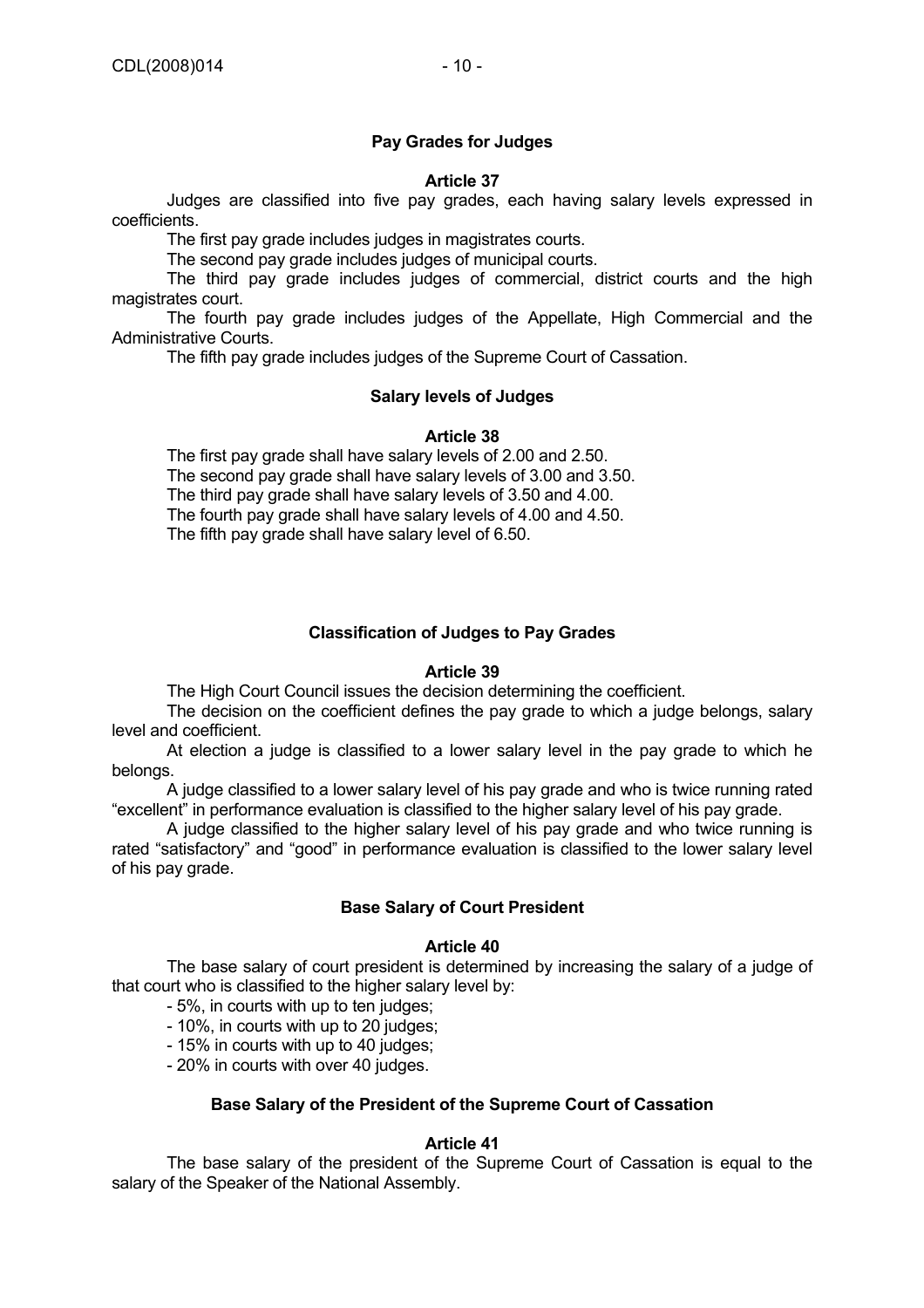### Pay Grades for Judges

#### Article 37

Judges are classified into five pay grades, each having salary levels expressed in coefficients.

The first pay grade includes judges in magistrates courts.

The second pay grade includes judges of municipal courts.

The third pay grade includes judges of commercial, district courts and the high magistrates court.

The fourth pay grade includes judges of the Appellate, High Commercial and the Administrative Courts.

The fifth pay grade includes judges of the Supreme Court of Cassation.

### Salary levels of Judges

#### Article 38

The first pay grade shall have salary levels of 2.00 and 2.50.
The second pay grade shall have salary levels of 3.00 and 3.50.
The third pay grade shall have salary levels of 3.50 and 4.00.
The fourth pay grade shall have salary levels of 4.00 and 4.50.
The fifth pay grade shall have salary level of 6.50.

### Classification of Judges to Pay Grades

#### Article 39

The High Court Council issues the decision determining the coefficient.

The decision on the coefficient defines the pay grade to which a judge belongs, salary level and coefficient.

At election a judge is classified to a lower salary level in the pay grade to which he belongs.

A judge classified to a lower salary level of his pay grade and who is twice running rated "excellent" in performance evaluation is classified to the higher salary level of his pay grade.

A judge classified to the higher salary level of his pay grade and who twice running is rated "satisfactory" and "good" in performance evaluation is classified to the lower salary level of his pay grade.

### Base Salary of Court President

#### Article 40

The base salary of court president is determined by increasing the salary of a judge of that court who is classified to the higher salary level by:

- 5%, in courts with up to ten judges;
- 10%, in courts with up to 20 judges;
- 15% in courts with up to 40 judges;
- 20% in courts with over 40 judges.

### Base Salary of the President of the Supreme Court of Cassation

#### Article 41

The base salary of the president of the Supreme Court of Cassation is equal to the salary of the Speaker of the National Assembly.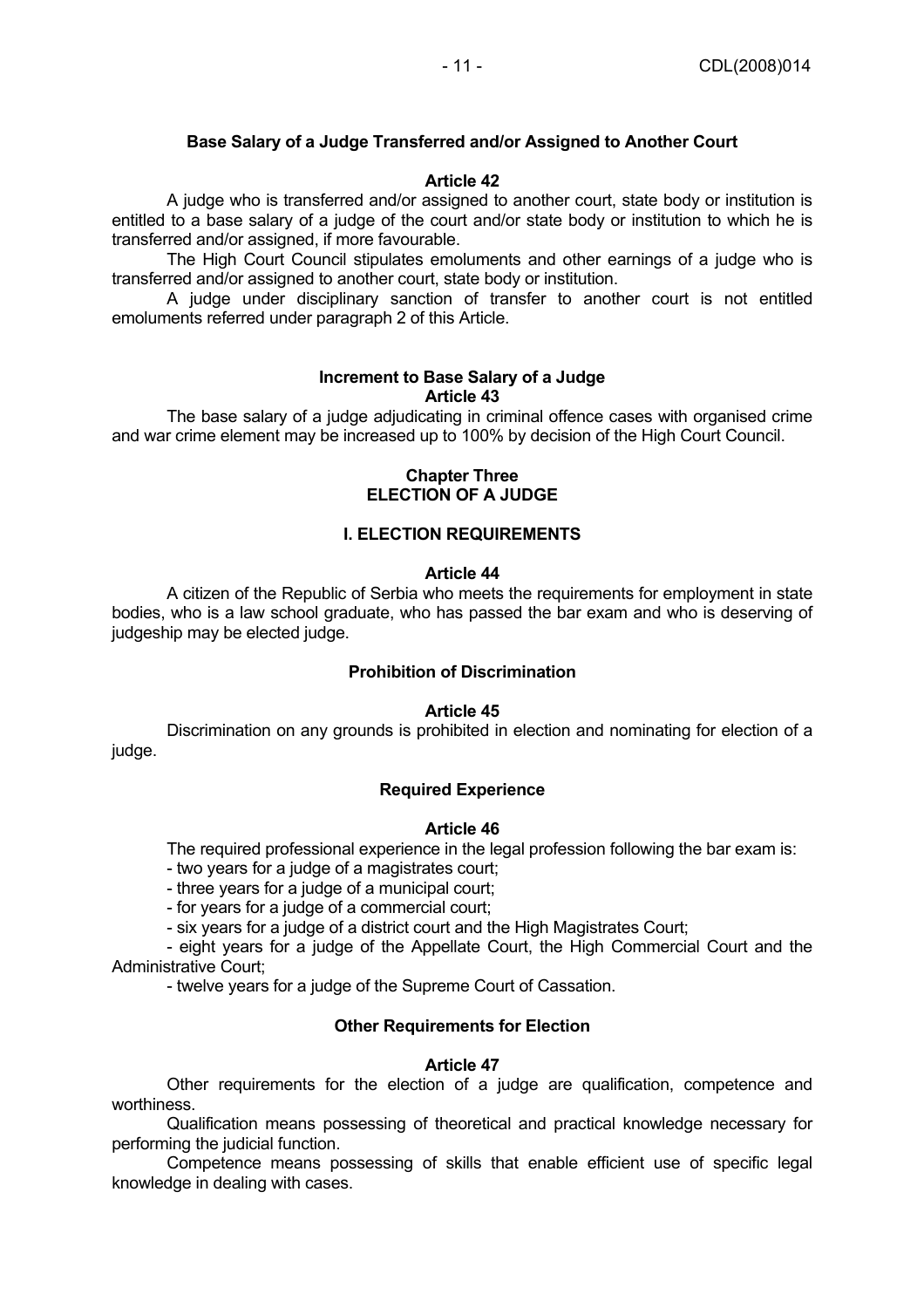**Base Salary of a Judge Transferred and/or Assigned to Another Court**

**Article 42**

A judge who is transferred and/or assigned to another court, state body or institution is entitled to a base salary of a judge of the court and/or state body or institution to which he is transferred and/or assigned, if more favourable.

The High Court Council stipulates emoluments and other earnings of a judge who is transferred and/or assigned to another court, state body or institution.

A judge under disciplinary sanction of transfer to another court is not entitled emoluments referred under paragraph 2 of this Article.

**Increment to Base Salary of a Judge**
**Article 43**

The base salary of a judge adjudicating in criminal offence cases with organised crime and war crime element may be increased up to 100% by decision of the High Court Council.

## Chapter Three
## ELECTION OF A JUDGE

### I. ELECTION REQUIREMENTS

**Article 44**

A citizen of the Republic of Serbia who meets the requirements for employment in state bodies, who is a law school graduate, who has passed the bar exam and who is deserving of judgeship may be elected judge.

**Prohibition of Discrimination**

**Article 45**

Discrimination on any grounds is prohibited in election and nominating for election of a judge.

**Required Experience**

**Article 46**

The required professional experience in the legal profession following the bar exam is:

- two years for a judge of a magistrates court;
- three years for a judge of a municipal court;
- for years for a judge of a commercial court;
- six years for a judge of a district court and the High Magistrates Court;
- eight years for a judge of the Appellate Court, the High Commercial Court and the Administrative Court;
- twelve years for a judge of the Supreme Court of Cassation.

**Other Requirements for Election**

**Article 47**

Other requirements for the election of a judge are qualification, competence and worthiness.

Qualification means possessing of theoretical and practical knowledge necessary for performing the judicial function.

Competence means possessing of skills that enable efficient use of specific legal knowledge in dealing with cases.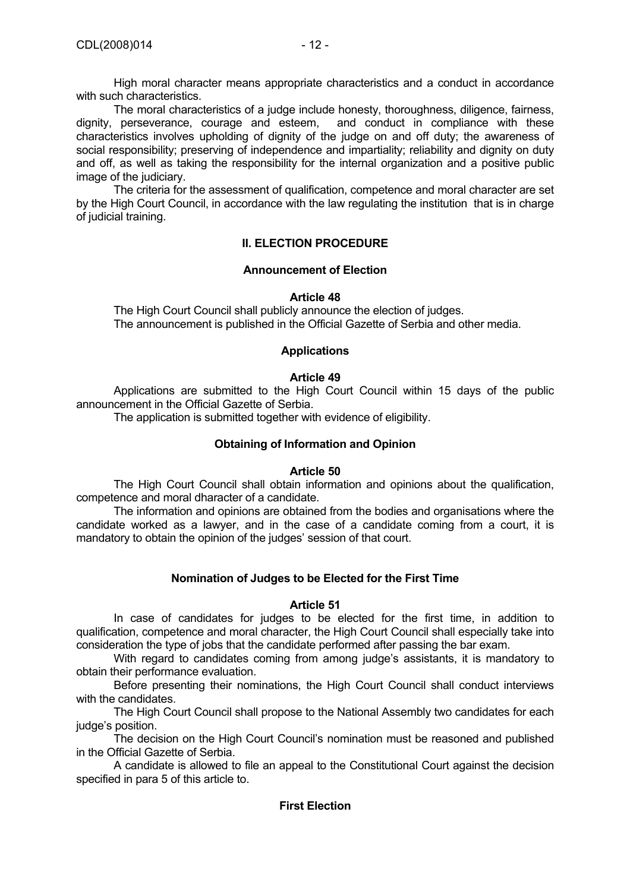High moral character means appropriate characteristics and a conduct in accordance with such characteristics.

The moral characteristics of a judge include honesty, thoroughness, diligence, fairness, dignity, perseverance, courage and esteem, and conduct in compliance with these characteristics involves upholding of dignity of the judge on and off duty; the awareness of social responsibility; preserving of independence and impartiality; reliability and dignity on duty and off, as well as taking the responsibility for the internal organization and a positive public image of the judiciary.

The criteria for the assessment of qualification, competence and moral character are set by the High Court Council, in accordance with the law regulating the institution that is in charge of judicial training.

## II. ELECTION PROCEDURE

### Announcement of Election

#### Article 48

The High Court Council shall publicly announce the election of judges.

The announcement is published in the Official Gazette of Serbia and other media.

### Applications

#### Article 49

Applications are submitted to the High Court Council within 15 days of the public announcement in the Official Gazette of Serbia.

The application is submitted together with evidence of eligibility.

### Obtaining of Information and Opinion

#### Article 50

The High Court Council shall obtain information and opinions about the qualification, competence and moral dharacter of a candidate.

The information and opinions are obtained from the bodies and organisations where the candidate worked as a lawyer, and in the case of a candidate coming from a court, it is mandatory to obtain the opinion of the judges' session of that court.

### Nomination of Judges to be Elected for the First Time

#### Article 51

In case of candidates for judges to be elected for the first time, in addition to qualification, competence and moral character, the High Court Council shall especially take into consideration the type of jobs that the candidate performed after passing the bar exam.

With regard to candidates coming from among judge's assistants, it is mandatory to obtain their performance evaluation.

Before presenting their nominations, the High Court Council shall conduct interviews with the candidates.

The High Court Council shall propose to the National Assembly two candidates for each judge's position.

The decision on the High Court Council's nomination must be reasoned and published in the Official Gazette of Serbia.

A candidate is allowed to file an appeal to the Constitutional Court against the decision specified in para 5 of this article to.

### First Election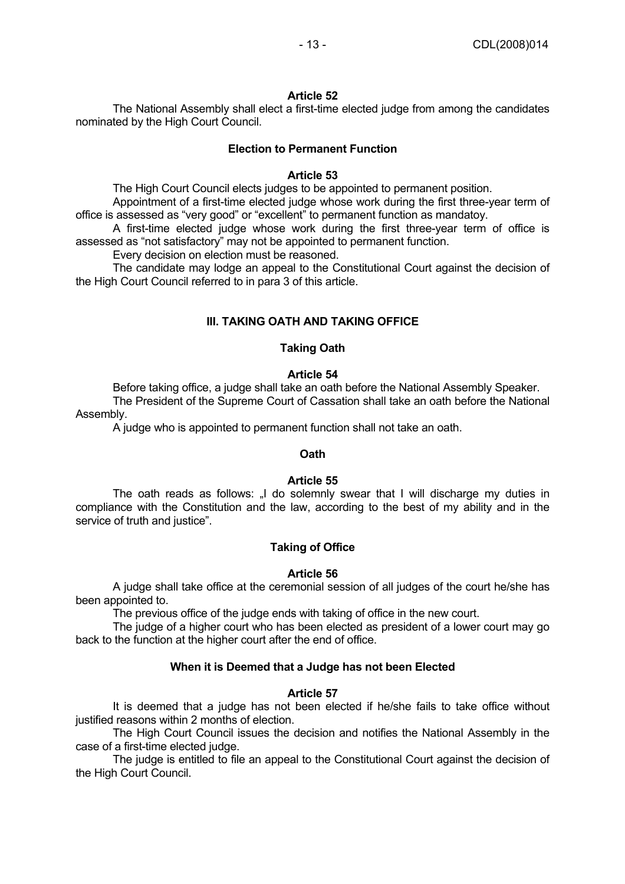**Article 52**

The National Assembly shall elect a first-time elected judge from among the candidates nominated by the High Court Council.

**Election to Permanent Function**

**Article 53**

The High Court Council elects judges to be appointed to permanent position.

Appointment of a first-time elected judge whose work during the first three-year term of office is assessed as "very good" or "excellent" to permanent function as mandatoy.

A first-time elected judge whose work during the first three-year term of office is assessed as "not satisfactory" may not be appointed to permanent function.

Every decision on election must be reasoned.

The candidate may lodge an appeal to the Constitutional Court against the decision of the High Court Council referred to in para 3 of this article.

## III. TAKING OATH AND TAKING OFFICE

**Taking Oath**

**Article 54**

Before taking office, a judge shall take an oath before the National Assembly Speaker.

The President of the Supreme Court of Cassation shall take an oath before the National Assembly.

A judge who is appointed to permanent function shall not take an oath.

**Oath**

**Article 55**

The oath reads as follows: „I do solemnly swear that I will discharge my duties in compliance with the Constitution and the law, according to the best of my ability and in the service of truth and justice".

**Taking of Office**

**Article 56**

A judge shall take office at the ceremonial session of all judges of the court he/she has been appointed to.

The previous office of the judge ends with taking of office in the new court.

The judge of a higher court who has been elected as president of a lower court may go back to the function at the higher court after the end of office.

**When it is Deemed that a Judge has not been Elected**

**Article 57**

It is deemed that a judge has not been elected if he/she fails to take office without justified reasons within 2 months of election.

The High Court Council issues the decision and notifies the National Assembly in the case of a first-time elected judge.

The judge is entitled to file an appeal to the Constitutional Court against the decision of the High Court Council.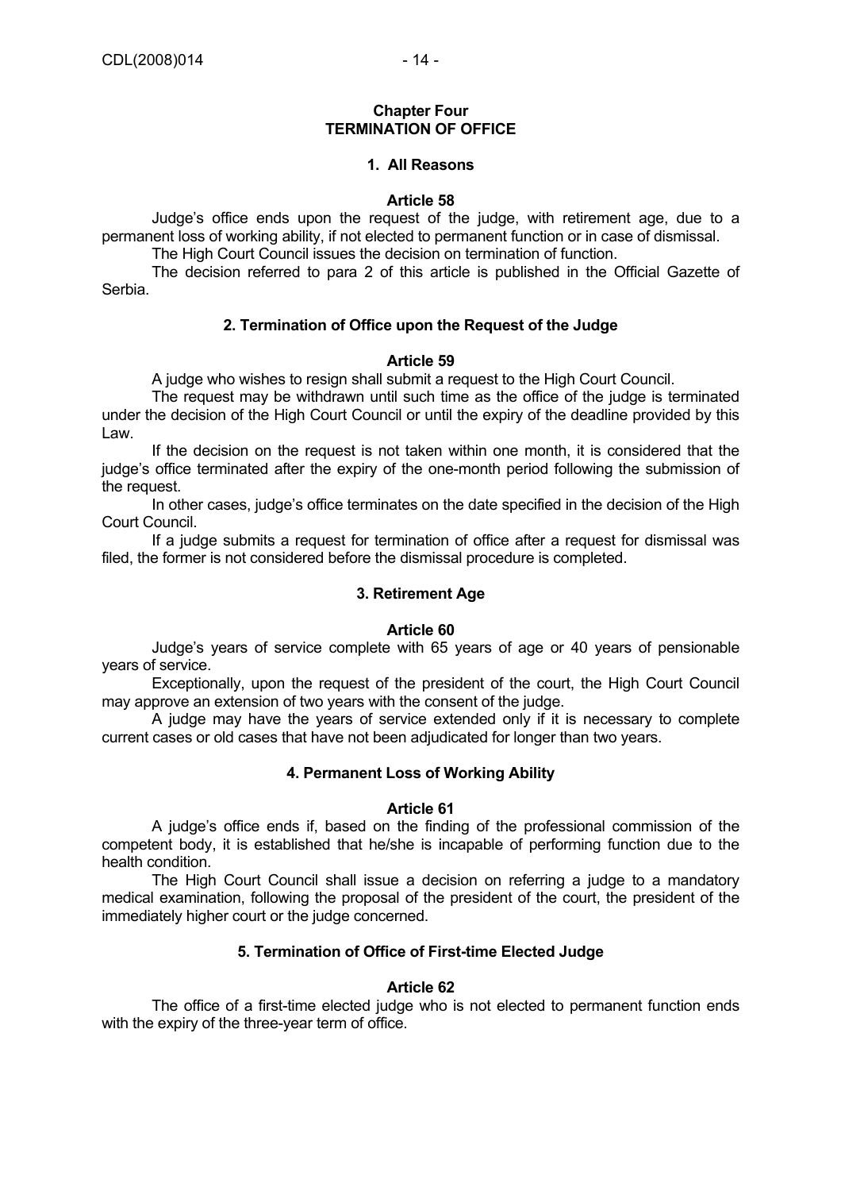## Chapter Four
## TERMINATION OF OFFICE

### 1. All Reasons

#### Article 58

Judge's office ends upon the request of the judge, with retirement age, due to a permanent loss of working ability, if not elected to permanent function or in case of dismissal.

The High Court Council issues the decision on termination of function.

The decision referred to para 2 of this article is published in the Official Gazette of Serbia.

### 2. Termination of Office upon the Request of the Judge

#### Article 59

A judge who wishes to resign shall submit a request to the High Court Council.

The request may be withdrawn until such time as the office of the judge is terminated under the decision of the High Court Council or until the expiry of the deadline provided by this Law.

If the decision on the request is not taken within one month, it is considered that the judge's office terminated after the expiry of the one-month period following the submission of the request.

In other cases, judge's office terminates on the date specified in the decision of the High Court Council.

If a judge submits a request for termination of office after a request for dismissal was filed, the former is not considered before the dismissal procedure is completed.

### 3. Retirement Age

#### Article 60

Judge's years of service complete with 65 years of age or 40 years of pensionable years of service.

Exceptionally, upon the request of the president of the court, the High Court Council may approve an extension of two years with the consent of the judge.

A judge may have the years of service extended only if it is necessary to complete current cases or old cases that have not been adjudicated for longer than two years.

### 4. Permanent Loss of Working Ability

#### Article 61

A judge's office ends if, based on the finding of the professional commission of the competent body, it is established that he/she is incapable of performing function due to the health condition.

The High Court Council shall issue a decision on referring a judge to a mandatory medical examination, following the proposal of the president of the court, the president of the immediately higher court or the judge concerned.

### 5. Termination of Office of First-time Elected Judge

#### Article 62

The office of a first-time elected judge who is not elected to permanent function ends with the expiry of the three-year term of office.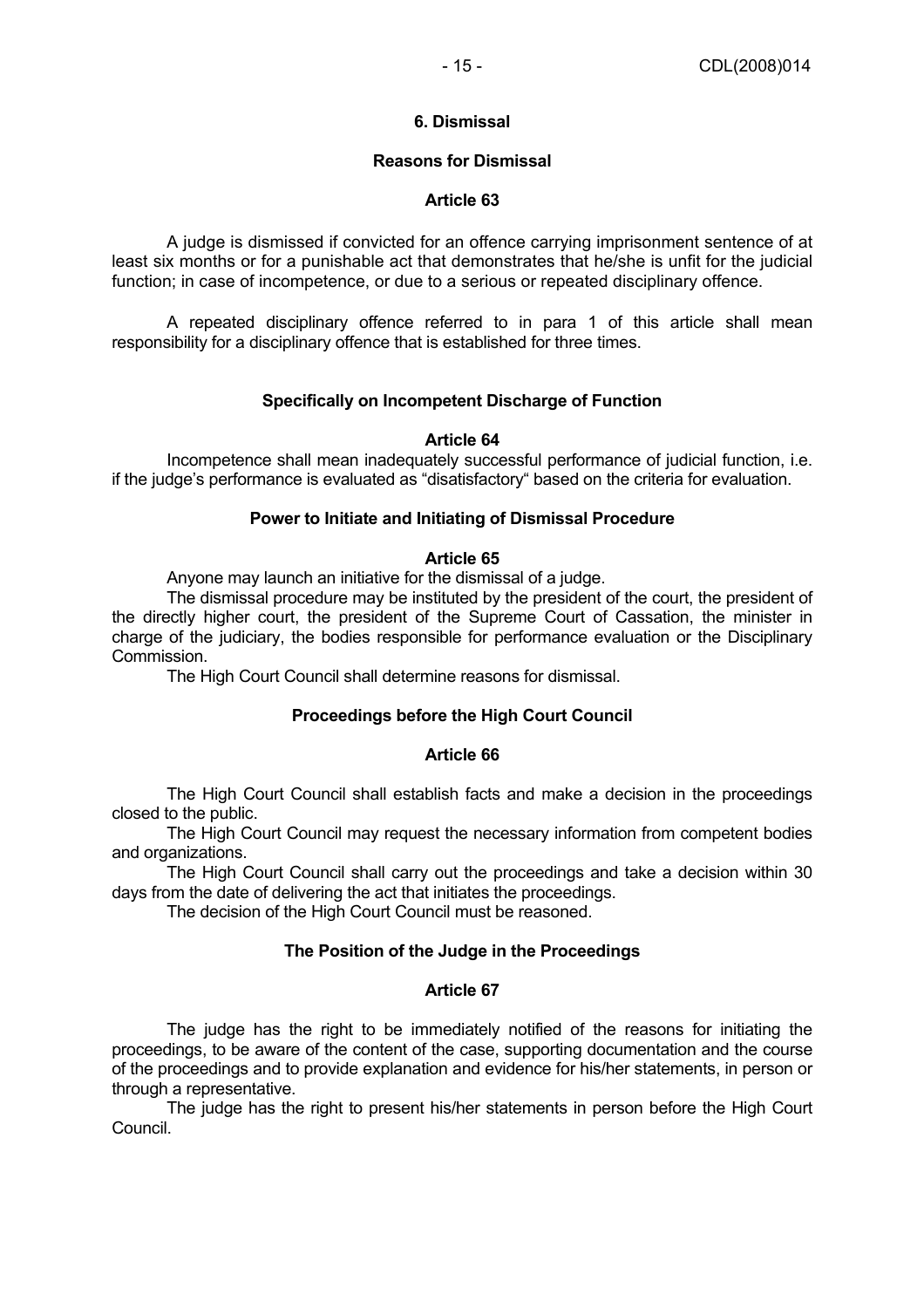## 6. Dismissal

### Reasons for Dismissal

### Article 63

A judge is dismissed if convicted for an offence carrying imprisonment sentence of at least six months or for a punishable act that demonstrates that he/she is unfit for the judicial function; in case of incompetence, or due to a serious or repeated disciplinary offence.

A repeated disciplinary offence referred to in para 1 of this article shall mean responsibility for a disciplinary offence that is established for three times.

### Specifically on Incompetent Discharge of Function

### Article 64

Incompetence shall mean inadequately successful performance of judicial function, i.e. if the judge's performance is evaluated as "disatisfactory" based on the criteria for evaluation.

### Power to Initiate and Initiating of Dismissal Procedure

### Article 65

Anyone may launch an initiative for the dismissal of a judge.

The dismissal procedure may be instituted by the president of the court, the president of the directly higher court, the president of the Supreme Court of Cassation, the minister in charge of the judiciary, the bodies responsible for performance evaluation or the Disciplinary Commission.

The High Court Council shall determine reasons for dismissal.

### Proceedings before the High Court Council

### Article 66

The High Court Council shall establish facts and make a decision in the proceedings closed to the public.

The High Court Council may request the necessary information from competent bodies and organizations.

The High Court Council shall carry out the proceedings and take a decision within 30 days from the date of delivering the act that initiates the proceedings.

The decision of the High Court Council must be reasoned.

### The Position of the Judge in the Proceedings

### Article 67

The judge has the right to be immediately notified of the reasons for initiating the proceedings, to be aware of the content of the case, supporting documentation and the course of the proceedings and to provide explanation and evidence for his/her statements, in person or through a representative.

The judge has the right to present his/her statements in person before the High Court Council.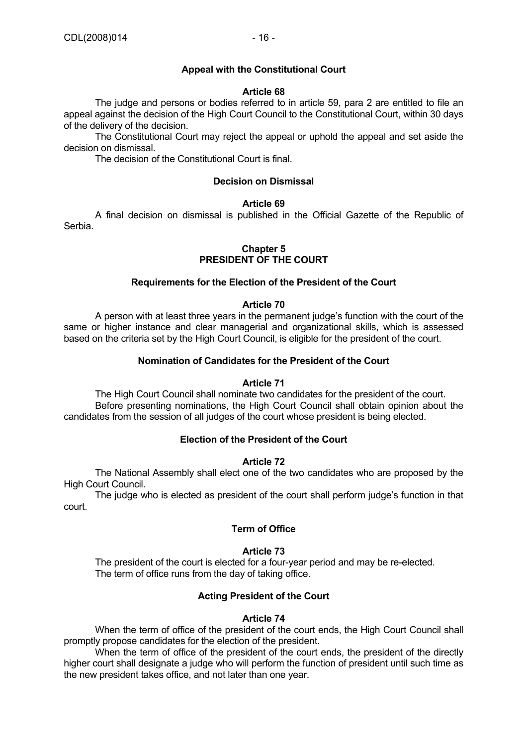#### Appeal with the Constitutional Court

#### Article 68

The judge and persons or bodies referred to in article 59, para 2 are entitled to file an appeal against the decision of the High Court Council to the Constitutional Court, within 30 days of the delivery of the decision.

The Constitutional Court may reject the appeal or uphold the appeal and set aside the decision on dismissal.

The decision of the Constitutional Court is final.

#### Decision on Dismissal

#### Article 69

A final decision on dismissal is published in the Official Gazette of the Republic of Serbia.

## Chapter 5
## PRESIDENT OF THE COURT

#### Requirements for the Election of the President of the Court

#### Article 70

A person with at least three years in the permanent judge's function with the court of the same or higher instance and clear managerial and organizational skills, which is assessed based on the criteria set by the High Court Council, is eligible for the president of the court.

#### Nomination of Candidates for the President of the Court

#### Article 71

The High Court Council shall nominate two candidates for the president of the court.

Before presenting nominations, the High Court Council shall obtain opinion about the candidates from the session of all judges of the court whose president is being elected.

#### Election of the President of the Court

#### Article 72

The National Assembly shall elect one of the two candidates who are proposed by the High Court Council.

The judge who is elected as president of the court shall perform judge's function in that court.

#### Term of Office

#### Article 73

The president of the court is elected for a four-year period and may be re-elected.

The term of office runs from the day of taking office.

#### Acting President of the Court

#### Article 74

When the term of office of the president of the court ends, the High Court Council shall promptly propose candidates for the election of the president.

When the term of office of the president of the court ends, the president of the directly higher court shall designate a judge who will perform the function of president until such time as the new president takes office, and not later than one year.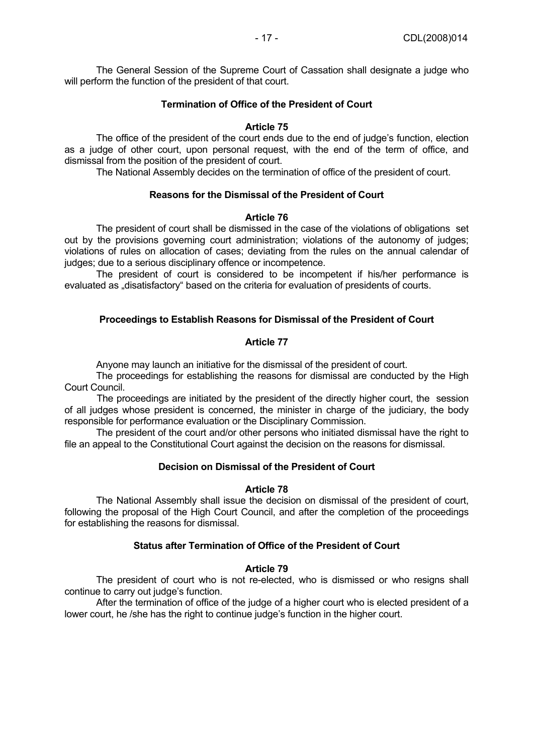The General Session of the Supreme Court of Cassation shall designate a judge who will perform the function of the president of that court.

**Termination of Office of the President of Court**

**Article 75**

The office of the president of the court ends due to the end of judge's function, election as a judge of other court, upon personal request, with the end of the term of office, and dismissal from the position of the president of court.

The National Assembly decides on the termination of office of the president of court.

**Reasons for the Dismissal of the President of Court**

**Article 76**

The president of court shall be dismissed in the case of the violations of obligations set out by the provisions governing court administration; violations of the autonomy of judges; violations of rules on allocation of cases; deviating from the rules on the annual calendar of judges; due to a serious disciplinary offence or incompetence.

The president of court is considered to be incompetent if his/her performance is evaluated as „disatisfactory" based on the criteria for evaluation of presidents of courts.

**Proceedings to Establish Reasons for Dismissal of the President of Court**

**Article 77**

Anyone may launch an initiative for the dismissal of the president of court.

The proceedings for establishing the reasons for dismissal are conducted by the High Court Council.

The proceedings are initiated by the president of the directly higher court, the session of all judges whose president is concerned, the minister in charge of the judiciary, the body responsible for performance evaluation or the Disciplinary Commission.

The president of the court and/or other persons who initiated dismissal have the right to file an appeal to the Constitutional Court against the decision on the reasons for dismissal.

**Decision on Dismissal of the President of Court**

**Article 78**

The National Assembly shall issue the decision on dismissal of the president of court, following the proposal of the High Court Council, and after the completion of the proceedings for establishing the reasons for dismissal.

**Status after Termination of Office of the President of Court**

**Article 79**

The president of court who is not re-elected, who is dismissed or who resigns shall continue to carry out judge's function.

After the termination of office of the judge of a higher court who is elected president of a lower court, he /she has the right to continue judge's function in the higher court.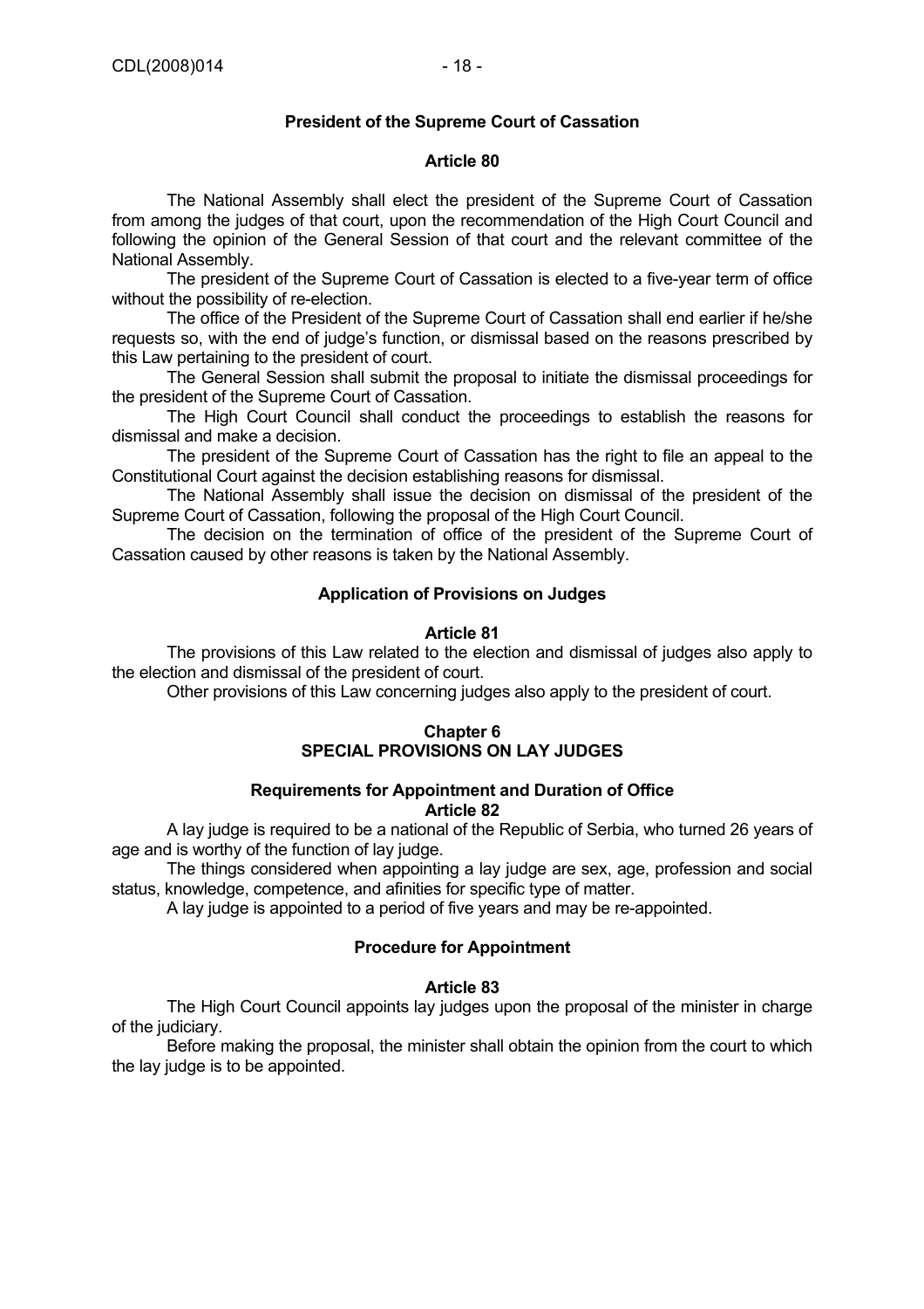### President of the Supreme Court of Cassation

#### Article 80

The National Assembly shall elect the president of the Supreme Court of Cassation from among the judges of that court, upon the recommendation of the High Court Council and following the opinion of the General Session of that court and the relevant committee of the National Assembly.

The president of the Supreme Court of Cassation is elected to a five-year term of office without the possibility of re-election.

The office of the President of the Supreme Court of Cassation shall end earlier if he/she requests so, with the end of judge's function, or dismissal based on the reasons prescribed by this Law pertaining to the president of court.

The General Session shall submit the proposal to initiate the dismissal proceedings for the president of the Supreme Court of Cassation.

The High Court Council shall conduct the proceedings to establish the reasons for dismissal and make a decision.

The president of the Supreme Court of Cassation has the right to file an appeal to the Constitutional Court against the decision establishing reasons for dismissal.

The National Assembly shall issue the decision on dismissal of the president of the Supreme Court of Cassation, following the proposal of the High Court Council.

The decision on the termination of office of the president of the Supreme Court of Cassation caused by other reasons is taken by the National Assembly.

### Application of Provisions on Judges

#### Article 81

The provisions of this Law related to the election and dismissal of judges also apply to the election and dismissal of the president of court.

Other provisions of this Law concerning judges also apply to the president of court.

## Chapter 6
## SPECIAL PROVISIONS ON LAY JUDGES

### Requirements for Appointment and Duration of Office

#### Article 82

A lay judge is required to be a national of the Republic of Serbia, who turned 26 years of age and is worthy of the function of lay judge.

The things considered when appointing a lay judge are sex, age, profession and social status, knowledge, competence, and afinities for specific type of matter.

A lay judge is appointed to a period of five years and may be re-appointed.

### Procedure for Appointment

#### Article 83

The High Court Council appoints lay judges upon the proposal of the minister in charge of the judiciary.

Before making the proposal, the minister shall obtain the opinion from the court to which the lay judge is to be appointed.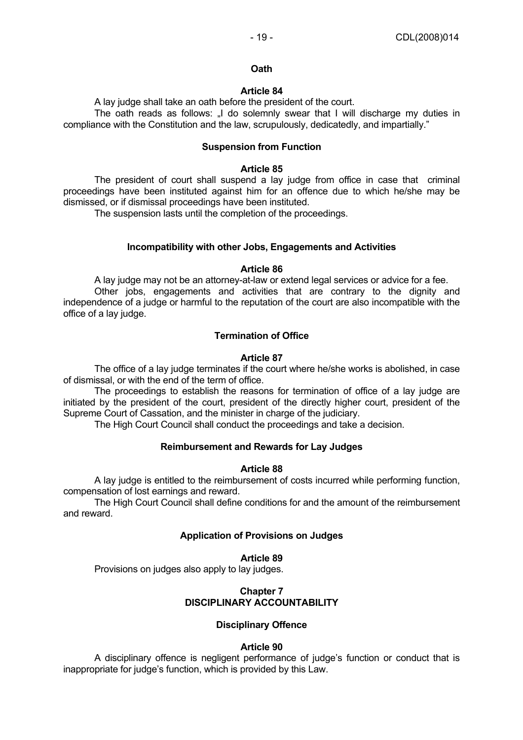**Oath**

**Article 84**

A lay judge shall take an oath before the president of the court.

The oath reads as follows: „I do solemnly swear that I will discharge my duties in compliance with the Constitution and the law, scrupulously, dedicatedly, and impartially."

**Suspension from Function**

**Article 85**

The president of court shall suspend a lay judge from office in case that criminal proceedings have been instituted against him for an offence due to which he/she may be dismissed, or if dismissal proceedings have been instituted.

The suspension lasts until the completion of the proceedings.

**Incompatibility with other Jobs, Engagements and Activities**

**Article 86**

A lay judge may not be an attorney-at-law or extend legal services or advice for a fee.

Other jobs, engagements and activities that are contrary to the dignity and independence of a judge or harmful to the reputation of the court are also incompatible with the office of a lay judge.

**Termination of Office**

**Article 87**

The office of a lay judge terminates if the court where he/she works is abolished, in case of dismissal, or with the end of the term of office.

The proceedings to establish the reasons for termination of office of a lay judge are initiated by the president of the court, president of the directly higher court, president of the Supreme Court of Cassation, and the minister in charge of the judiciary.

The High Court Council shall conduct the proceedings and take a decision.

**Reimbursement and Rewards for Lay Judges**

**Article 88**

A lay judge is entitled to the reimbursement of costs incurred while performing function, compensation of lost earnings and reward.

The High Court Council shall define conditions for and the amount of the reimbursement and reward.

**Application of Provisions on Judges**

**Article 89**

Provisions on judges also apply to lay judges.

## Chapter 7
## DISCIPLINARY ACCOUNTABILITY

**Disciplinary Offence**

**Article 90**

A disciplinary offence is negligent performance of judge's function or conduct that is inappropriate for judge's function, which is provided by this Law.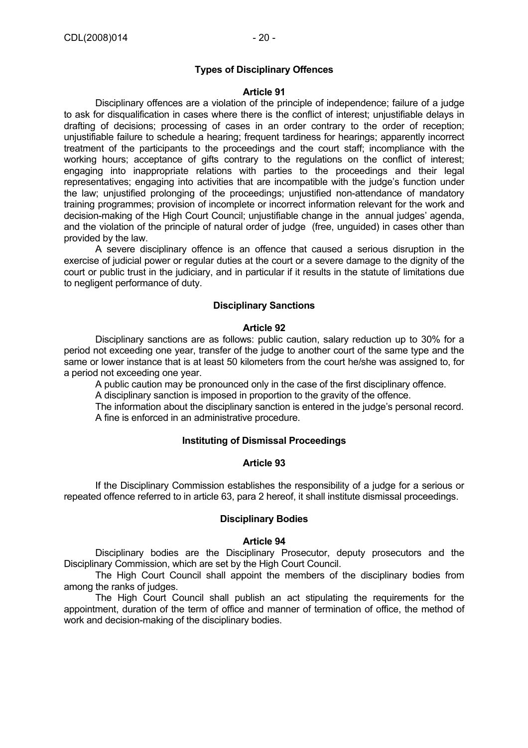### Types of Disciplinary Offences

#### Article 91

Disciplinary offences are a violation of the principle of independence; failure of a judge to ask for disqualification in cases where there is the conflict of interest; unjustifiable delays in drafting of decisions; processing of cases in an order contrary to the order of reception; unjustifiable failure to schedule a hearing; frequent tardiness for hearings; apparently incorrect treatment of the participants to the proceedings and the court staff; incompliance with the working hours; acceptance of gifts contrary to the regulations on the conflict of interest; engaging into inappropriate relations with parties to the proceedings and their legal representatives; engaging into activities that are incompatible with the judge's function under the law; unjustified prolonging of the proceedings; unjustified non-attendance of mandatory training programmes; provision of incomplete or incorrect information relevant for the work and decision-making of the High Court Council; unjustifiable change in the annual judges' agenda, and the violation of the principle of natural order of judge (free, unguided) in cases other than provided by the law.

A severe disciplinary offence is an offence that caused a serious disruption in the exercise of judicial power or regular duties at the court or a severe damage to the dignity of the court or public trust in the judiciary, and in particular if it results in the statute of limitations due to negligent performance of duty.

### Disciplinary Sanctions

#### Article 92

Disciplinary sanctions are as follows: public caution, salary reduction up to 30% for a period not exceeding one year, transfer of the judge to another court of the same type and the same or lower instance that is at least 50 kilometers from the court he/she was assigned to, for a period not exceeding one year.

A public caution may be pronounced only in the case of the first disciplinary offence.

A disciplinary sanction is imposed in proportion to the gravity of the offence.

The information about the disciplinary sanction is entered in the judge's personal record.

A fine is enforced in an administrative procedure.

### Instituting of Dismissal Proceedings

#### Article 93

If the Disciplinary Commission establishes the responsibility of a judge for a serious or repeated offence referred to in article 63, para 2 hereof, it shall institute dismissal proceedings.

### Disciplinary Bodies

#### Article 94

Disciplinary bodies are the Disciplinary Prosecutor, deputy prosecutors and the Disciplinary Commission, which are set by the High Court Council.

The High Court Council shall appoint the members of the disciplinary bodies from among the ranks of judges.

The High Court Council shall publish an act stipulating the requirements for the appointment, duration of the term of office and manner of termination of office, the method of work and decision-making of the disciplinary bodies.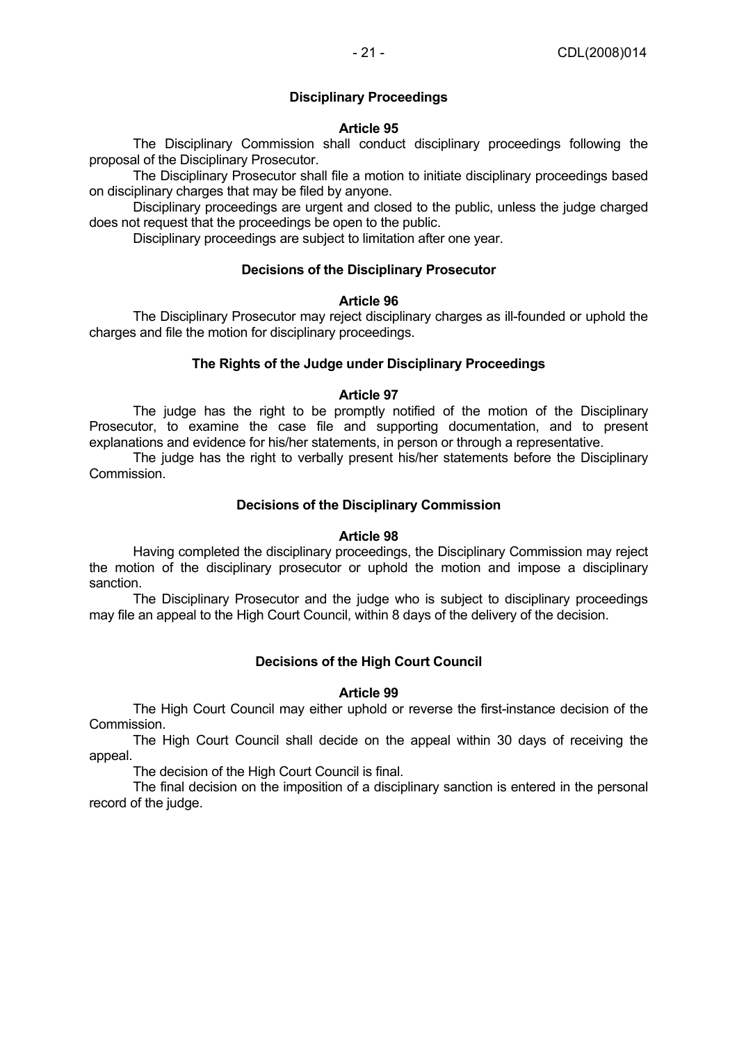### Disciplinary Proceedings

**Article 95**

The Disciplinary Commission shall conduct disciplinary proceedings following the proposal of the Disciplinary Prosecutor.

The Disciplinary Prosecutor shall file a motion to initiate disciplinary proceedings based on disciplinary charges that may be filed by anyone.

Disciplinary proceedings are urgent and closed to the public, unless the judge charged does not request that the proceedings be open to the public.

Disciplinary proceedings are subject to limitation after one year.

### Decisions of the Disciplinary Prosecutor

**Article 96**

The Disciplinary Prosecutor may reject disciplinary charges as ill-founded or uphold the charges and file the motion for disciplinary proceedings.

### The Rights of the Judge under Disciplinary Proceedings

**Article 97**

The judge has the right to be promptly notified of the motion of the Disciplinary Prosecutor, to examine the case file and supporting documentation, and to present explanations and evidence for his/her statements, in person or through a representative.

The judge has the right to verbally present his/her statements before the Disciplinary Commission.

### Decisions of the Disciplinary Commission

**Article 98**

Having completed the disciplinary proceedings, the Disciplinary Commission may reject the motion of the disciplinary prosecutor or uphold the motion and impose a disciplinary sanction.

The Disciplinary Prosecutor and the judge who is subject to disciplinary proceedings may file an appeal to the High Court Council, within 8 days of the delivery of the decision.

### Decisions of the High Court Council

**Article 99**

The High Court Council may either uphold or reverse the first-instance decision of the Commission.

The High Court Council shall decide on the appeal within 30 days of receiving the appeal.

The decision of the High Court Council is final.

The final decision on the imposition of a disciplinary sanction is entered in the personal record of the judge.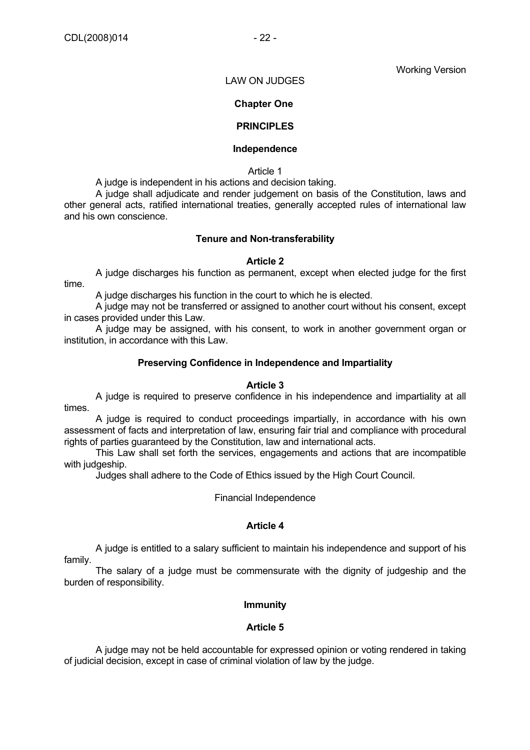Working Version

# LAW ON JUDGES

## Chapter One

## PRINCIPLES

### Independence

Article 1

A judge is independent in his actions and decision taking.

A judge shall adjudicate and render judgement on basis of the Constitution, laws and other general acts, ratified international treaties, generally accepted rules of international law and his own conscience.

### Tenure and Non-transferability

**Article 2**

A judge discharges his function as permanent, except when elected judge for the first time.

A judge discharges his function in the court to which he is elected.

A judge may not be transferred or assigned to another court without his consent, except in cases provided under this Law.

A judge may be assigned, with his consent, to work in another government organ or institution, in accordance with this Law.

### Preserving Confidence in Independence and Impartiality

**Article 3**

A judge is required to preserve confidence in his independence and impartiality at all times.

A judge is required to conduct proceedings impartially, in accordance with his own assessment of facts and interpretation of law, ensuring fair trial and compliance with procedural rights of parties guaranteed by the Constitution, law and international acts.

This Law shall set forth the services, engagements and actions that are incompatible with judgeship.

Judges shall adhere to the Code of Ethics issued by the High Court Council.

Financial Independence

**Article 4**

A judge is entitled to a salary sufficient to maintain his independence and support of his family.

The salary of a judge must be commensurate with the dignity of judgeship and the burden of responsibility.

### Immunity

**Article 5**

A judge may not be held accountable for expressed opinion or voting rendered in taking of judicial decision, except in case of criminal violation of law by the judge.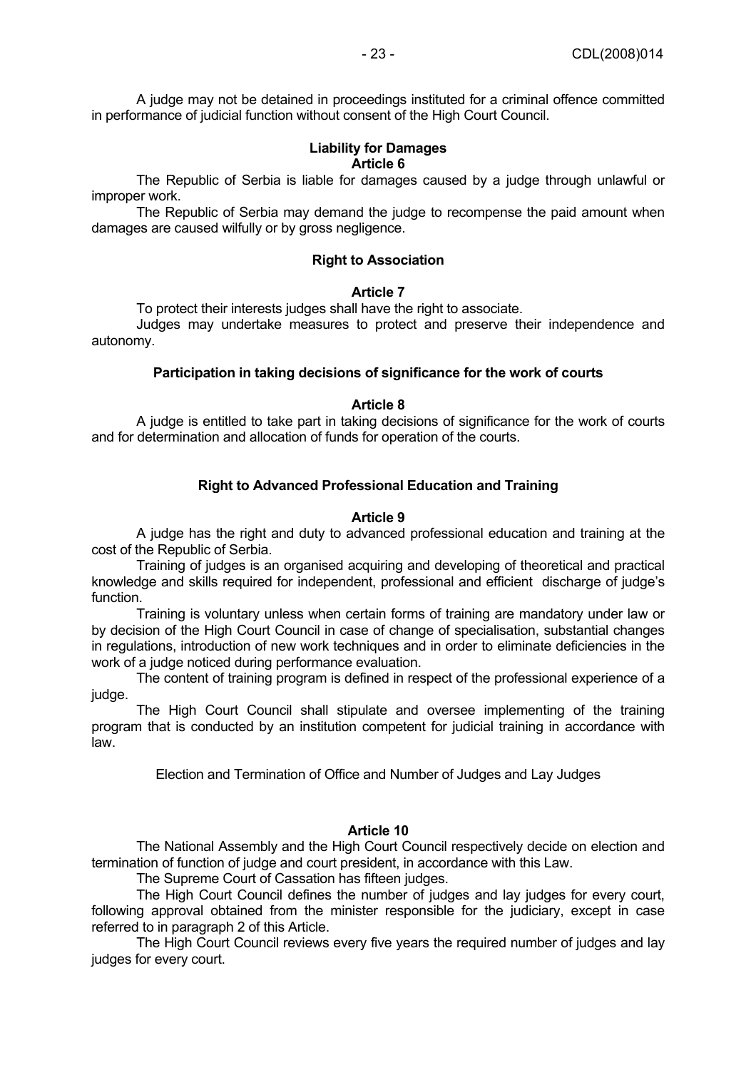A judge may not be detained in proceedings instituted for a criminal offence committed in performance of judicial function without consent of the High Court Council.

**Liability for Damages**
**Article 6**

The Republic of Serbia is liable for damages caused by a judge through unlawful or improper work.

The Republic of Serbia may demand the judge to recompense the paid amount when damages are caused wilfully or by gross negligence.

**Right to Association**

**Article 7**

To protect their interests judges shall have the right to associate.

Judges may undertake measures to protect and preserve their independence and autonomy.

**Participation in taking decisions of significance for the work of courts**

**Article 8**

A judge is entitled to take part in taking decisions of significance for the work of courts and for determination and allocation of funds for operation of the courts.

**Right to Advanced Professional Education and Training**

**Article 9**

A judge has the right and duty to advanced professional education and training at the cost of the Republic of Serbia.

Training of judges is an organised acquiring and developing of theoretical and practical knowledge and skills required for independent, professional and efficient discharge of judge's function.

Training is voluntary unless when certain forms of training are mandatory under law or by decision of the High Court Council in case of change of specialisation, substantial changes in regulations, introduction of new work techniques and in order to eliminate deficiencies in the work of a judge noticed during performance evaluation.

The content of training program is defined in respect of the professional experience of a judge.

The High Court Council shall stipulate and oversee implementing of the training program that is conducted by an institution competent for judicial training in accordance with law.

Election and Termination of Office and Number of Judges and Lay Judges

**Article 10**

The National Assembly and the High Court Council respectively decide on election and termination of function of judge and court president, in accordance with this Law.

The Supreme Court of Cassation has fifteen judges.

The High Court Council defines the number of judges and lay judges for every court, following approval obtained from the minister responsible for the judiciary, except in case referred to in paragraph 2 of this Article.

The High Court Council reviews every five years the required number of judges and lay judges for every court.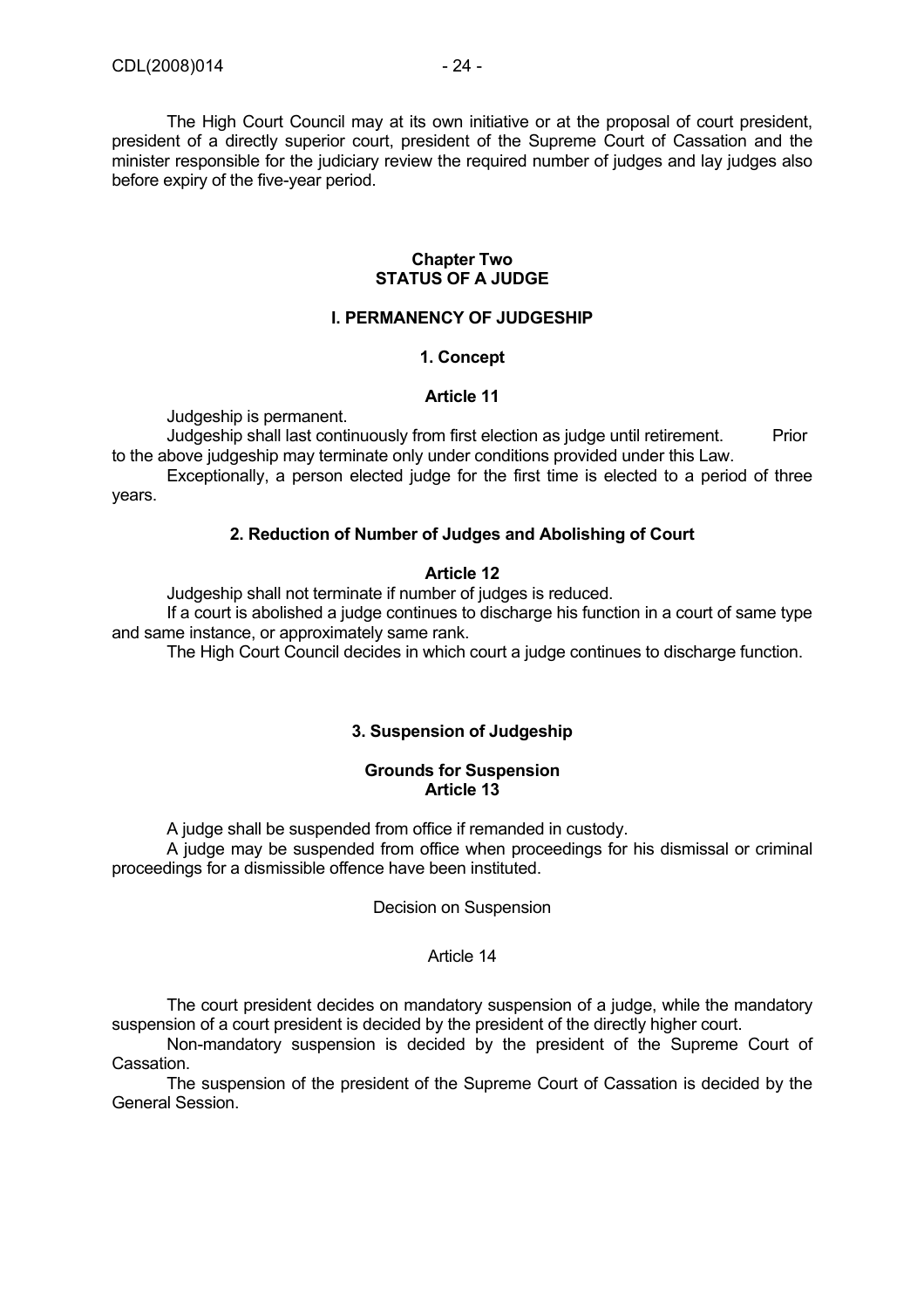The High Court Council may at its own initiative or at the proposal of court president, president of a directly superior court, president of the Supreme Court of Cassation and the minister responsible for the judiciary review the required number of judges and lay judges also before expiry of the five-year period.

## Chapter Two
## STATUS OF A JUDGE

### I. PERMANENCY OF JUDGESHIP

#### 1. Concept

**Article 11**

Judgeship is permanent.

Judgeship shall last continuously from first election as judge until retirement. Prior to the above judgeship may terminate only under conditions provided under this Law.

Exceptionally, a person elected judge for the first time is elected to a period of three years.

#### 2. Reduction of Number of Judges and Abolishing of Court

**Article 12**

Judgeship shall not terminate if number of judges is reduced.

If a court is abolished a judge continues to discharge his function in a court of same type and same instance, or approximately same rank.

The High Court Council decides in which court a judge continues to discharge function.

#### 3. Suspension of Judgeship

**Grounds for Suspension**
**Article 13**

A judge shall be suspended from office if remanded in custody.

A judge may be suspended from office when proceedings for his dismissal or criminal proceedings for a dismissible offence have been instituted.

Decision on Suspension

Article 14

The court president decides on mandatory suspension of a judge, while the mandatory suspension of a court president is decided by the president of the directly higher court.

Non-mandatory suspension is decided by the president of the Supreme Court of Cassation.

The suspension of the president of the Supreme Court of Cassation is decided by the General Session.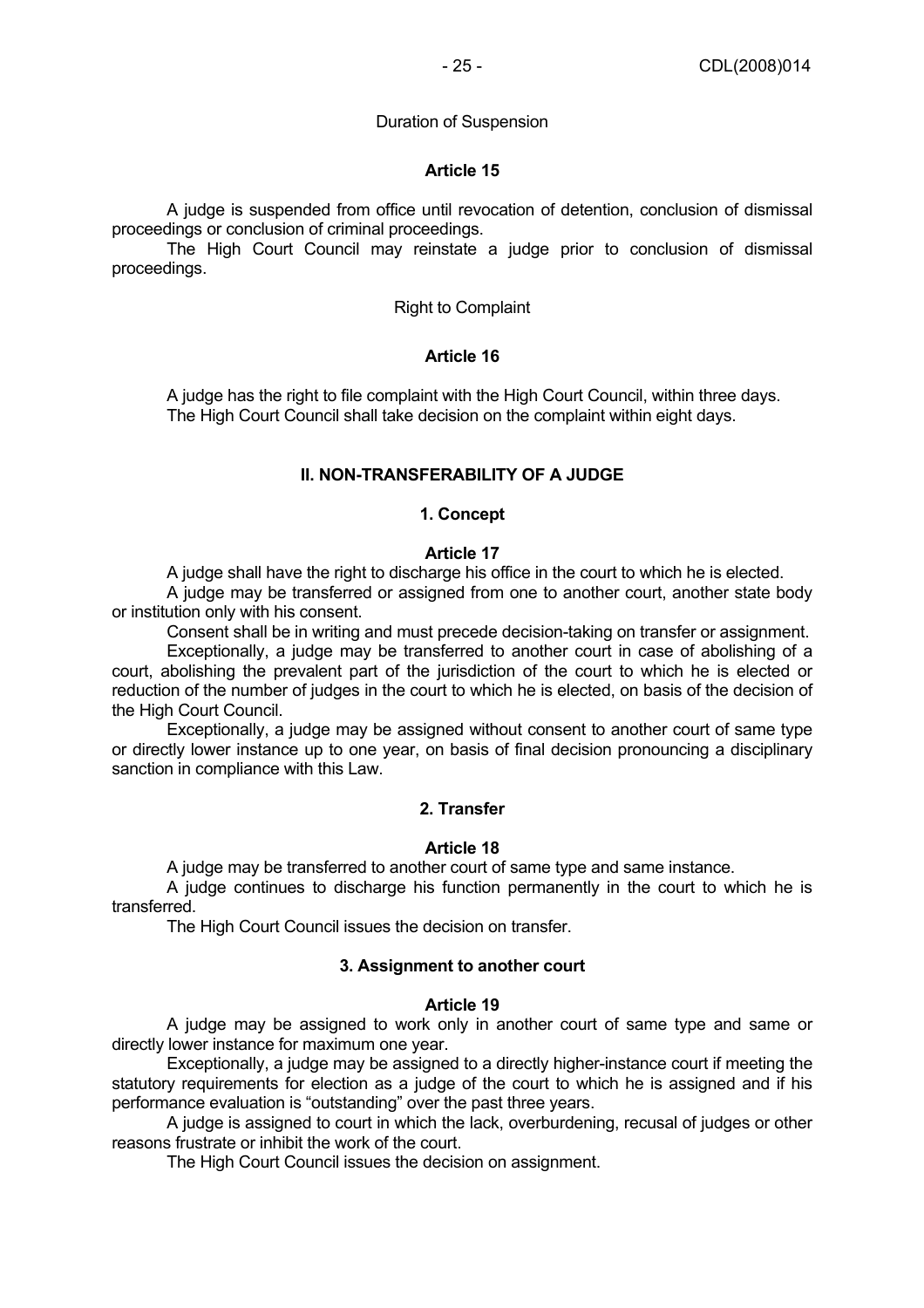Duration of Suspension

**Article 15**

A judge is suspended from office until revocation of detention, conclusion of dismissal proceedings or conclusion of criminal proceedings.

The High Court Council may reinstate a judge prior to conclusion of dismissal proceedings.

Right to Complaint

**Article 16**

A judge has the right to file complaint with the High Court Council, within three days. The High Court Council shall take decision on the complaint within eight days.

## II. NON-TRANSFERABILITY OF A JUDGE

### 1. Concept

**Article 17**

A judge shall have the right to discharge his office in the court to which he is elected.

A judge may be transferred or assigned from one to another court, another state body or institution only with his consent.

Consent shall be in writing and must precede decision-taking on transfer or assignment.

Exceptionally, a judge may be transferred to another court in case of abolishing of a court, abolishing the prevalent part of the jurisdiction of the court to which he is elected or reduction of the number of judges in the court to which he is elected, on basis of the decision of the High Court Council.

Exceptionally, a judge may be assigned without consent to another court of same type or directly lower instance up to one year, on basis of final decision pronouncing a disciplinary sanction in compliance with this Law.

### 2. Transfer

**Article 18**

A judge may be transferred to another court of same type and same instance.

A judge continues to discharge his function permanently in the court to which he is transferred.

The High Court Council issues the decision on transfer.

### 3. Assignment to another court

**Article 19**

A judge may be assigned to work only in another court of same type and same or directly lower instance for maximum one year.

Exceptionally, a judge may be assigned to a directly higher-instance court if meeting the statutory requirements for election as a judge of the court to which he is assigned and if his performance evaluation is "outstanding" over the past three years.

A judge is assigned to court in which the lack, overburdening, recusal of judges or other reasons frustrate or inhibit the work of the court.

The High Court Council issues the decision on assignment.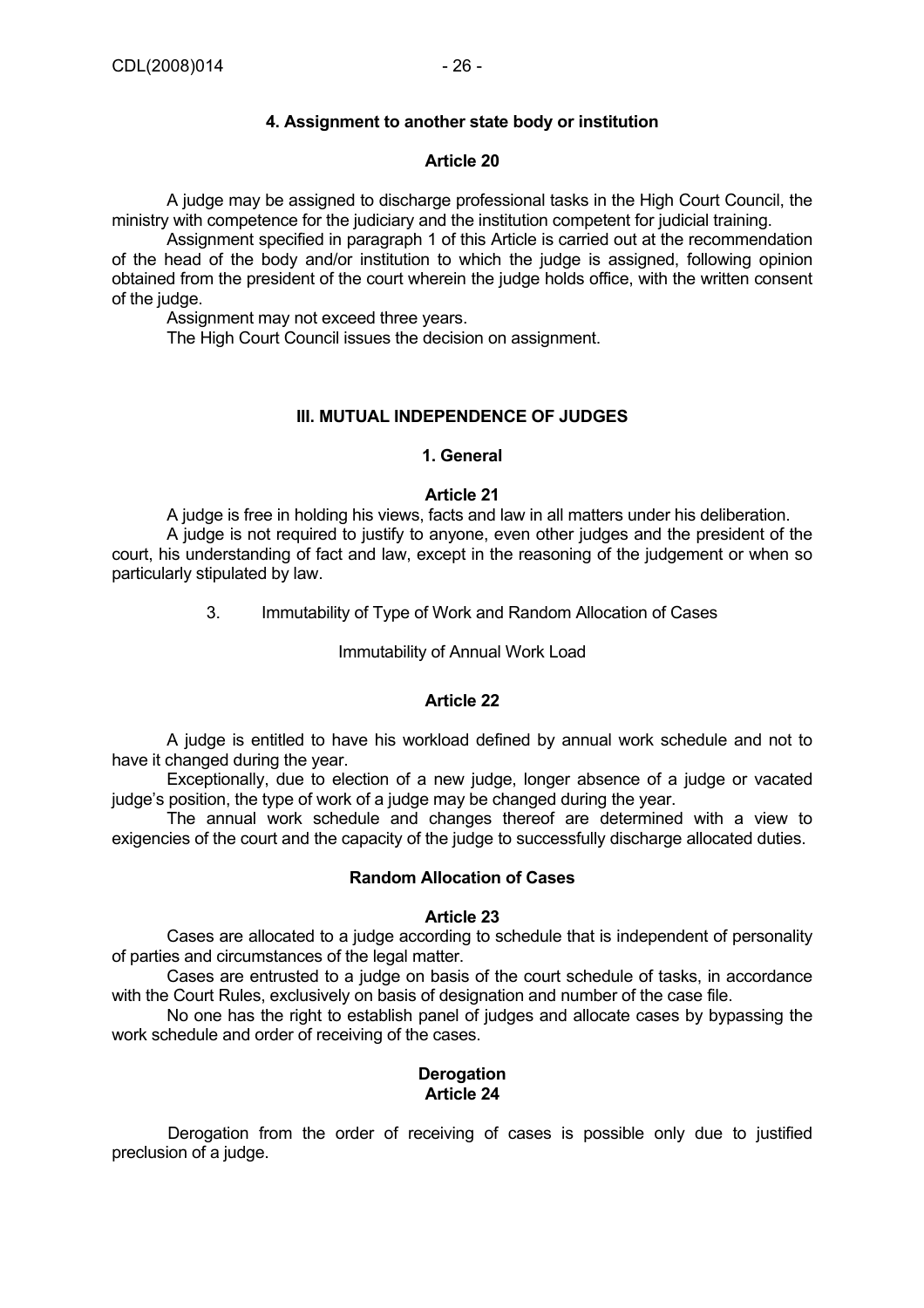### 4. Assignment to another state body or institution

**Article 20**

A judge may be assigned to discharge professional tasks in the High Court Council, the ministry with competence for the judiciary and the institution competent for judicial training.

Assignment specified in paragraph 1 of this Article is carried out at the recommendation of the head of the body and/or institution to which the judge is assigned, following opinion obtained from the president of the court wherein the judge holds office, with the written consent of the judge.

Assignment may not exceed three years.

The High Court Council issues the decision on assignment.

## III. MUTUAL INDEPENDENCE OF JUDGES

### 1. General

**Article 21**

A judge is free in holding his views, facts and law in all matters under his deliberation.

A judge is not required to justify to anyone, even other judges and the president of the court, his understanding of fact and law, except in the reasoning of the judgement or when so particularly stipulated by law.

3. Immutability of Type of Work and Random Allocation of Cases

Immutability of Annual Work Load

**Article 22**

A judge is entitled to have his workload defined by annual work schedule and not to have it changed during the year.

Exceptionally, due to election of a new judge, longer absence of a judge or vacated judge's position, the type of work of a judge may be changed during the year.

The annual work schedule and changes thereof are determined with a view to exigencies of the court and the capacity of the judge to successfully discharge allocated duties.

**Random Allocation of Cases**

**Article 23**

Cases are allocated to a judge according to schedule that is independent of personality of parties and circumstances of the legal matter.

Cases are entrusted to a judge on basis of the court schedule of tasks, in accordance with the Court Rules, exclusively on basis of designation and number of the case file.

No one has the right to establish panel of judges and allocate cases by bypassing the work schedule and order of receiving of the cases.

**Derogation**
**Article 24**

Derogation from the order of receiving of cases is possible only due to justified preclusion of a judge.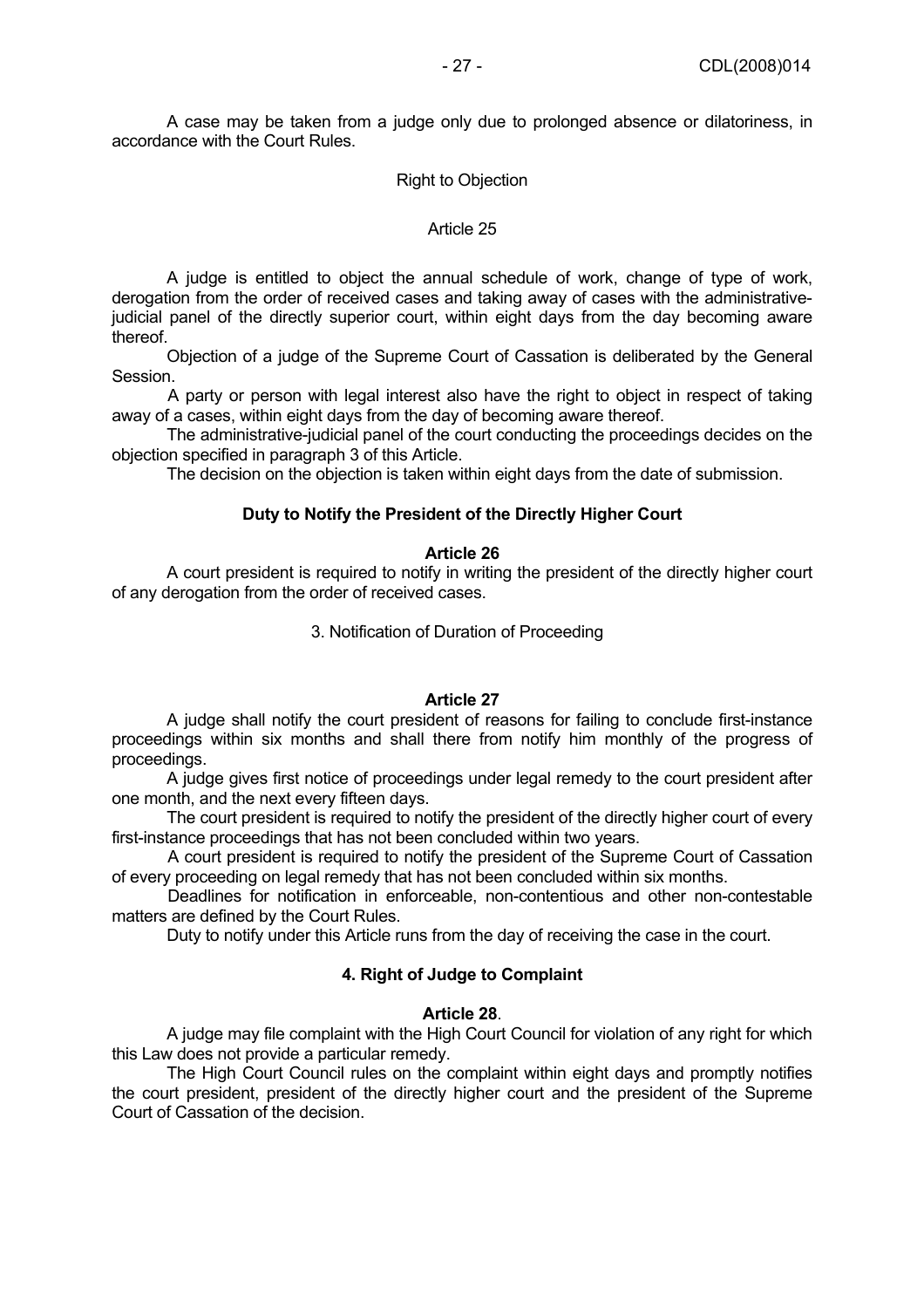A case may be taken from a judge only due to prolonged absence or dilatoriness, in accordance with the Court Rules.

Right to Objection

Article 25

A judge is entitled to object the annual schedule of work, change of type of work, derogation from the order of received cases and taking away of cases with the administrative-judicial panel of the directly superior court, within eight days from the day becoming aware thereof.

Objection of a judge of the Supreme Court of Cassation is deliberated by the General Session.

A party or person with legal interest also have the right to object in respect of taking away of a cases, within eight days from the day of becoming aware thereof.

The administrative-judicial panel of the court conducting the proceedings decides on the objection specified in paragraph 3 of this Article.

The decision on the objection is taken within eight days from the date of submission.

**Duty to Notify the President of the Directly Higher Court**

**Article 26**

A court president is required to notify in writing the president of the directly higher court of any derogation from the order of received cases.

3. Notification of Duration of Proceeding

**Article 27**

A judge shall notify the court president of reasons for failing to conclude first-instance proceedings within six months and shall there from notify him monthly of the progress of proceedings.

A judge gives first notice of proceedings under legal remedy to the court president after one month, and the next every fifteen days.

The court president is required to notify the president of the directly higher court of every first-instance proceedings that has not been concluded within two years.

A court president is required to notify the president of the Supreme Court of Cassation of every proceeding on legal remedy that has not been concluded within six months.

Deadlines for notification in enforceable, non-contentious and other non-contestable matters are defined by the Court Rules.

Duty to notify under this Article runs from the day of receiving the case in the court.

**4. Right of Judge to Complaint**

**Article 28**.

A judge may file complaint with the High Court Council for violation of any right for which this Law does not provide a particular remedy.

The High Court Council rules on the complaint within eight days and promptly notifies the court president, president of the directly higher court and the president of the Supreme Court of Cassation of the decision.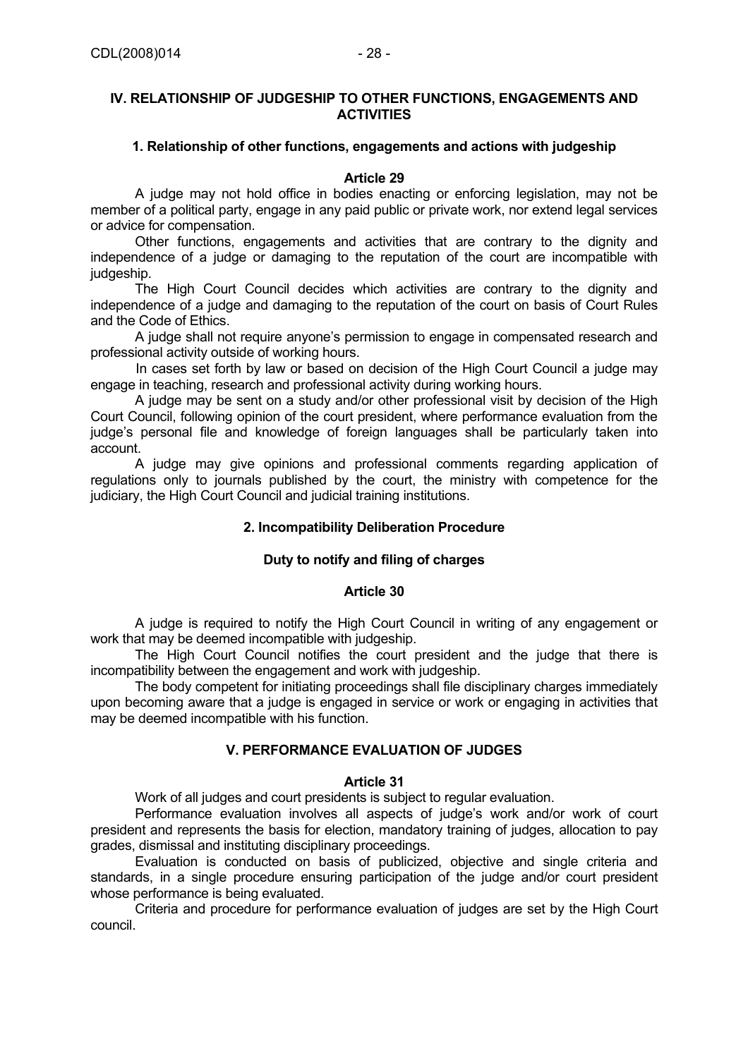## IV. RELATIONSHIP OF JUDGESHIP TO OTHER FUNCTIONS, ENGAGEMENTS AND ACTIVITIES

### 1. Relationship of other functions, engagements and actions with judgeship

**Article 29**

A judge may not hold office in bodies enacting or enforcing legislation, may not be member of a political party, engage in any paid public or private work, nor extend legal services or advice for compensation.

Other functions, engagements and activities that are contrary to the dignity and independence of a judge or damaging to the reputation of the court are incompatible with judgeship.

The High Court Council decides which activities are contrary to the dignity and independence of a judge and damaging to the reputation of the court on basis of Court Rules and the Code of Ethics.

A judge shall not require anyone's permission to engage in compensated research and professional activity outside of working hours.

In cases set forth by law or based on decision of the High Court Council a judge may engage in teaching, research and professional activity during working hours.

A judge may be sent on a study and/or other professional visit by decision of the High Court Council, following opinion of the court president, where performance evaluation from the judge's personal file and knowledge of foreign languages shall be particularly taken into account.

A judge may give opinions and professional comments regarding application of regulations only to journals published by the court, the ministry with competence for the judiciary, the High Court Council and judicial training institutions.

### 2. Incompatibility Deliberation Procedure

**Duty to notify and filing of charges**

**Article 30**

A judge is required to notify the High Court Council in writing of any engagement or work that may be deemed incompatible with judgeship.

The High Court Council notifies the court president and the judge that there is incompatibility between the engagement and work with judgeship.

The body competent for initiating proceedings shall file disciplinary charges immediately upon becoming aware that a judge is engaged in service or work or engaging in activities that may be deemed incompatible with his function.

## V. PERFORMANCE EVALUATION OF JUDGES

**Article 31**

Work of all judges and court presidents is subject to regular evaluation.

Performance evaluation involves all aspects of judge's work and/or work of court president and represents the basis for election, mandatory training of judges, allocation to pay grades, dismissal and instituting disciplinary proceedings.

Evaluation is conducted on basis of publicized, objective and single criteria and standards, in a single procedure ensuring participation of the judge and/or court president whose performance is being evaluated.

Criteria and procedure for performance evaluation of judges are set by the High Court council.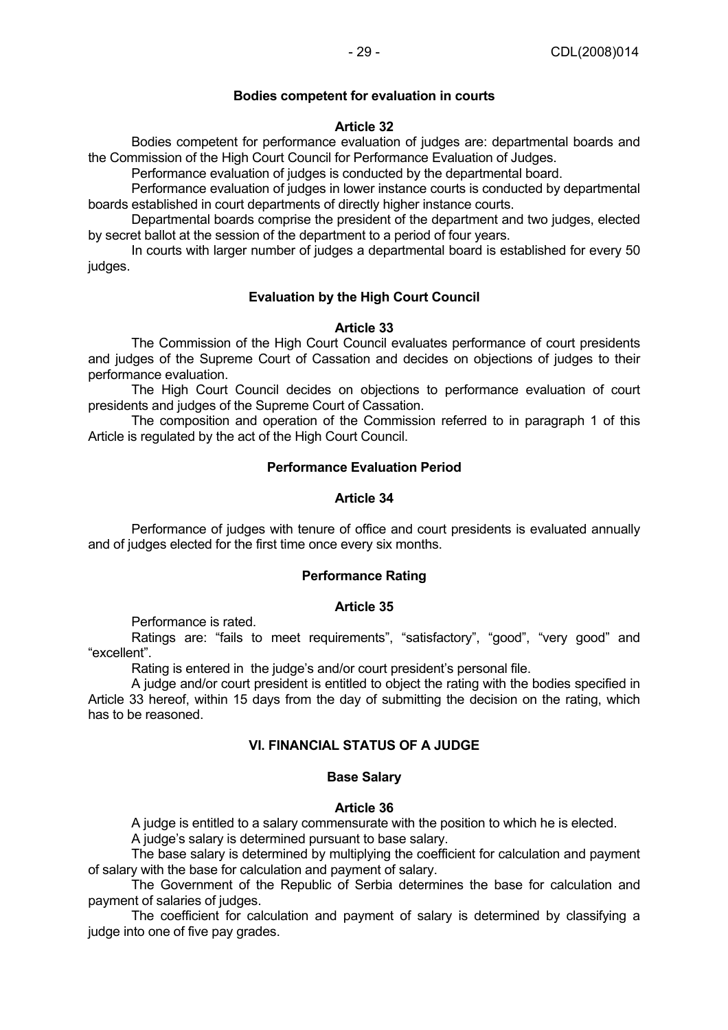#### Bodies competent for evaluation in courts

**Article 32**

Bodies competent for performance evaluation of judges are: departmental boards and the Commission of the High Court Council for Performance Evaluation of Judges.

Performance evaluation of judges is conducted by the departmental board.

Performance evaluation of judges in lower instance courts is conducted by departmental boards established in court departments of directly higher instance courts.

Departmental boards comprise the president of the department and two judges, elected by secret ballot at the session of the department to a period of four years.

In courts with larger number of judges a departmental board is established for every 50 judges.

#### Evaluation by the High Court Council

**Article 33**

The Commission of the High Court Council evaluates performance of court presidents and judges of the Supreme Court of Cassation and decides on objections of judges to their performance evaluation.

The High Court Council decides on objections to performance evaluation of court presidents and judges of the Supreme Court of Cassation.

The composition and operation of the Commission referred to in paragraph 1 of this Article is regulated by the act of the High Court Council.

#### Performance Evaluation Period

**Article 34**

Performance of judges with tenure of office and court presidents is evaluated annually and of judges elected for the first time once every six months.

#### Performance Rating

**Article 35**

Performance is rated.

Ratings are: “fails to meet requirements”, “satisfactory”, “good”, “very good” and “excellent”.

Rating is entered in the judge’s and/or court president’s personal file.

A judge and/or court president is entitled to object the rating with the bodies specified in Article 33 hereof, within 15 days from the day of submitting the decision on the rating, which has to be reasoned.

### VI. FINANCIAL STATUS OF A JUDGE

#### Base Salary

**Article 36**

A judge is entitled to a salary commensurate with the position to which he is elected.

A judge’s salary is determined pursuant to base salary.

The base salary is determined by multiplying the coefficient for calculation and payment of salary with the base for calculation and payment of salary.

The Government of the Republic of Serbia determines the base for calculation and payment of salaries of judges.

The coefficient for calculation and payment of salary is determined by classifying a judge into one of five pay grades.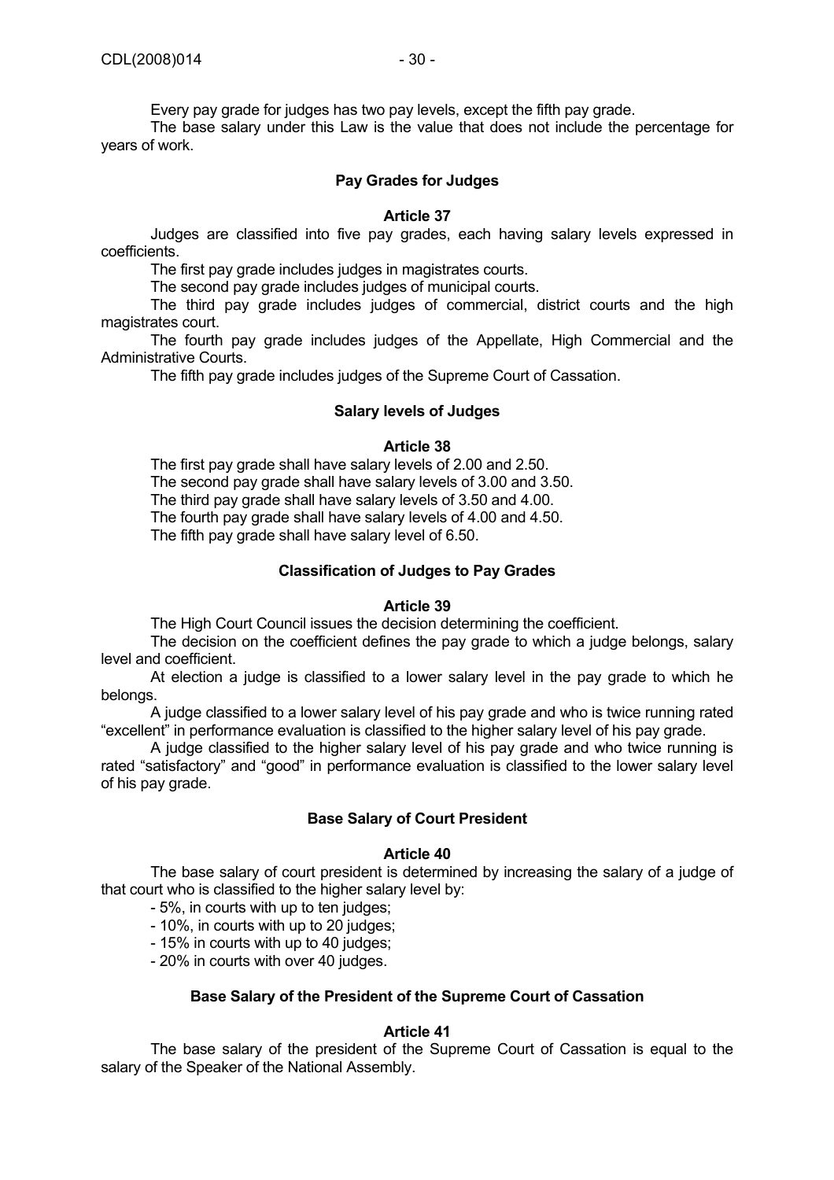Every pay grade for judges has two pay levels, except the fifth pay grade.

The base salary under this Law is the value that does not include the percentage for years of work.

**Pay Grades for Judges**

**Article 37**

Judges are classified into five pay grades, each having salary levels expressed in coefficients.

The first pay grade includes judges in magistrates courts.

The second pay grade includes judges of municipal courts.

The third pay grade includes judges of commercial, district courts and the high magistrates court.

The fourth pay grade includes judges of the Appellate, High Commercial and the Administrative Courts.

The fifth pay grade includes judges of the Supreme Court of Cassation.

**Salary levels of Judges**

**Article 38**

The first pay grade shall have salary levels of 2.00 and 2.50.

The second pay grade shall have salary levels of 3.00 and 3.50.

The third pay grade shall have salary levels of 3.50 and 4.00.

The fourth pay grade shall have salary levels of 4.00 and 4.50.

The fifth pay grade shall have salary level of 6.50.

**Classification of Judges to Pay Grades**

**Article 39**

The High Court Council issues the decision determining the coefficient.

The decision on the coefficient defines the pay grade to which a judge belongs, salary level and coefficient.

At election a judge is classified to a lower salary level in the pay grade to which he belongs.

A judge classified to a lower salary level of his pay grade and who is twice running rated "excellent" in performance evaluation is classified to the higher salary level of his pay grade.

A judge classified to the higher salary level of his pay grade and who twice running is rated "satisfactory" and "good" in performance evaluation is classified to the lower salary level of his pay grade.

**Base Salary of Court President**

**Article 40**

The base salary of court president is determined by increasing the salary of a judge of that court who is classified to the higher salary level by:

- 5%, in courts with up to ten judges;
- 10%, in courts with up to 20 judges;
- 15% in courts with up to 40 judges;
- 20% in courts with over 40 judges.

**Base Salary of the President of the Supreme Court of Cassation**

**Article 41**

The base salary of the president of the Supreme Court of Cassation is equal to the salary of the Speaker of the National Assembly.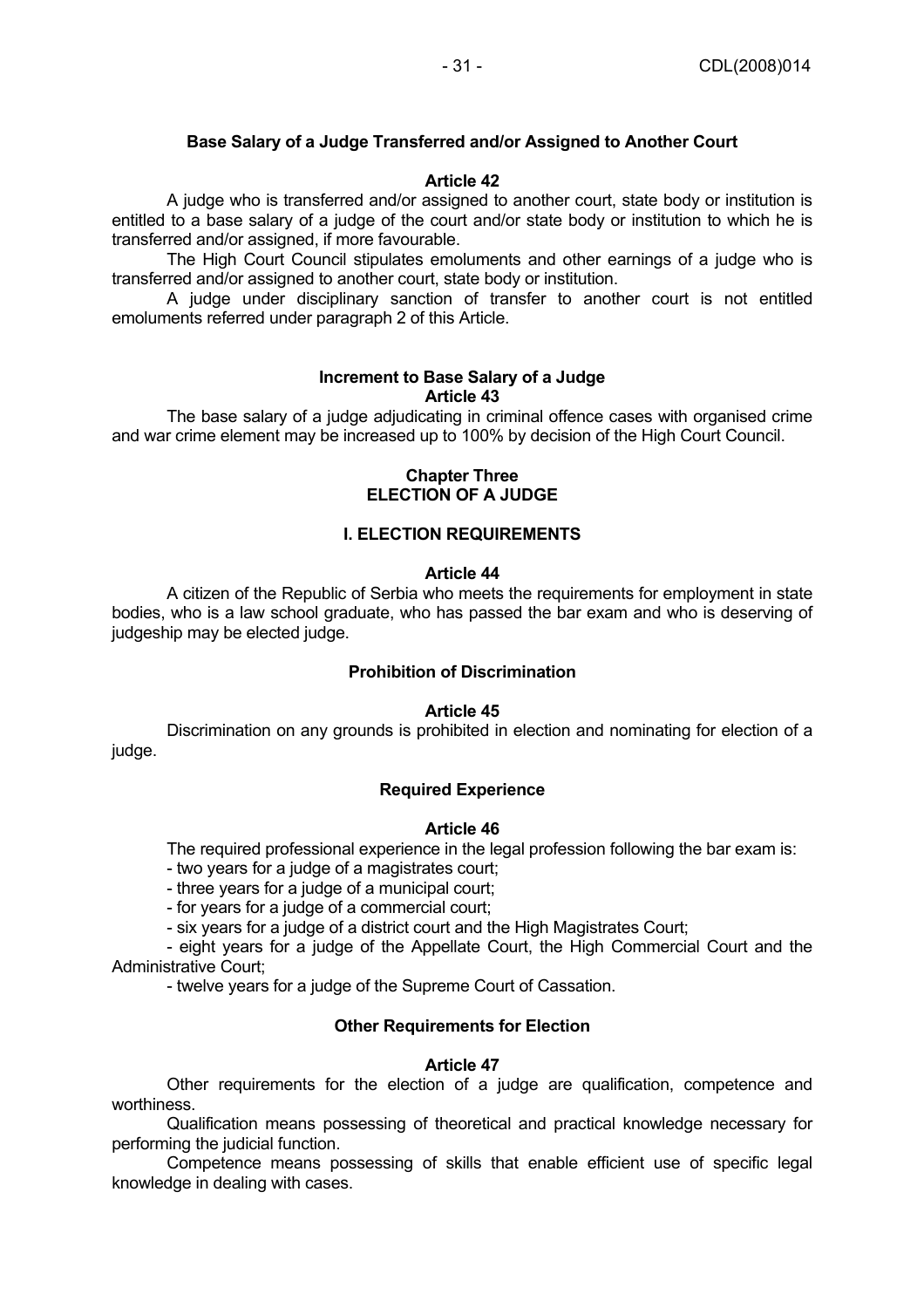**Base Salary of a Judge Transferred and/or Assigned to Another Court**

**Article 42**

A judge who is transferred and/or assigned to another court, state body or institution is entitled to a base salary of a judge of the court and/or state body or institution to which he is transferred and/or assigned, if more favourable.

The High Court Council stipulates emoluments and other earnings of a judge who is transferred and/or assigned to another court, state body or institution.

A judge under disciplinary sanction of transfer to another court is not entitled emoluments referred under paragraph 2 of this Article.

**Increment to Base Salary of a Judge**
**Article 43**

The base salary of a judge adjudicating in criminal offence cases with organised crime and war crime element may be increased up to 100% by decision of the High Court Council.

## Chapter Three
## ELECTION OF A JUDGE

### I. ELECTION REQUIREMENTS

**Article 44**

A citizen of the Republic of Serbia who meets the requirements for employment in state bodies, who is a law school graduate, who has passed the bar exam and who is deserving of judgeship may be elected judge.

**Prohibition of Discrimination**

**Article 45**

Discrimination on any grounds is prohibited in election and nominating for election of a judge.

**Required Experience**

**Article 46**

The required professional experience in the legal profession following the bar exam is:

- two years for a judge of a magistrates court;
- three years for a judge of a municipal court;
- for years for a judge of a commercial court;
- six years for a judge of a district court and the High Magistrates Court;
- eight years for a judge of the Appellate Court, the High Commercial Court and the Administrative Court;
- twelve years for a judge of the Supreme Court of Cassation.

**Other Requirements for Election**

**Article 47**

Other requirements for the election of a judge are qualification, competence and worthiness.

Qualification means possessing of theoretical and practical knowledge necessary for performing the judicial function.

Competence means possessing of skills that enable efficient use of specific legal knowledge in dealing with cases.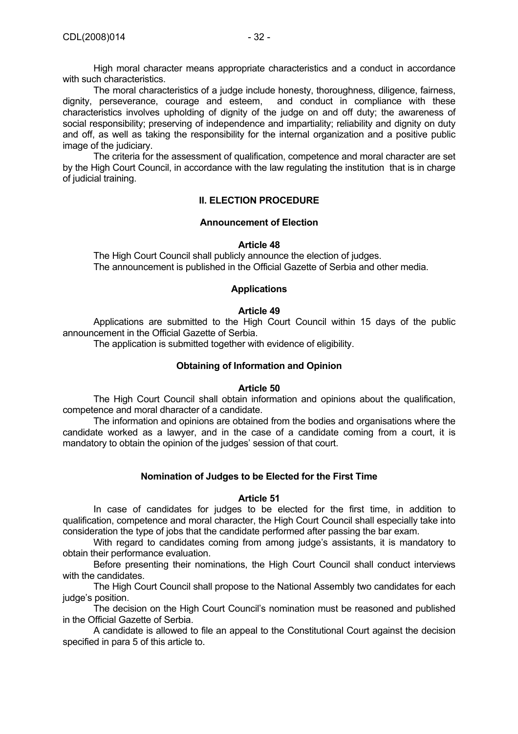High moral character means appropriate characteristics and a conduct in accordance with such characteristics.

The moral characteristics of a judge include honesty, thoroughness, diligence, fairness, dignity, perseverance, courage and esteem, and conduct in compliance with these characteristics involves upholding of dignity of the judge on and off duty; the awareness of social responsibility; preserving of independence and impartiality; reliability and dignity on duty and off, as well as taking the responsibility for the internal organization and a positive public image of the judiciary.

The criteria for the assessment of qualification, competence and moral character are set by the High Court Council, in accordance with the law regulating the institution that is in charge of judicial training.

## II. ELECTION PROCEDURE

### Announcement of Election

#### Article 48

The High Court Council shall publicly announce the election of judges.

The announcement is published in the Official Gazette of Serbia and other media.

### Applications

#### Article 49

Applications are submitted to the High Court Council within 15 days of the public announcement in the Official Gazette of Serbia.

The application is submitted together with evidence of eligibility.

### Obtaining of Information and Opinion

#### Article 50

The High Court Council shall obtain information and opinions about the qualification, competence and moral dharacter of a candidate.

The information and opinions are obtained from the bodies and organisations where the candidate worked as a lawyer, and in the case of a candidate coming from a court, it is mandatory to obtain the opinion of the judges' session of that court.

### Nomination of Judges to be Elected for the First Time

#### Article 51

In case of candidates for judges to be elected for the first time, in addition to qualification, competence and moral character, the High Court Council shall especially take into consideration the type of jobs that the candidate performed after passing the bar exam.

With regard to candidates coming from among judge's assistants, it is mandatory to obtain their performance evaluation.

Before presenting their nominations, the High Court Council shall conduct interviews with the candidates.

The High Court Council shall propose to the National Assembly two candidates for each judge's position.

The decision on the High Court Council's nomination must be reasoned and published in the Official Gazette of Serbia.

A candidate is allowed to file an appeal to the Constitutional Court against the decision specified in para 5 of this article to.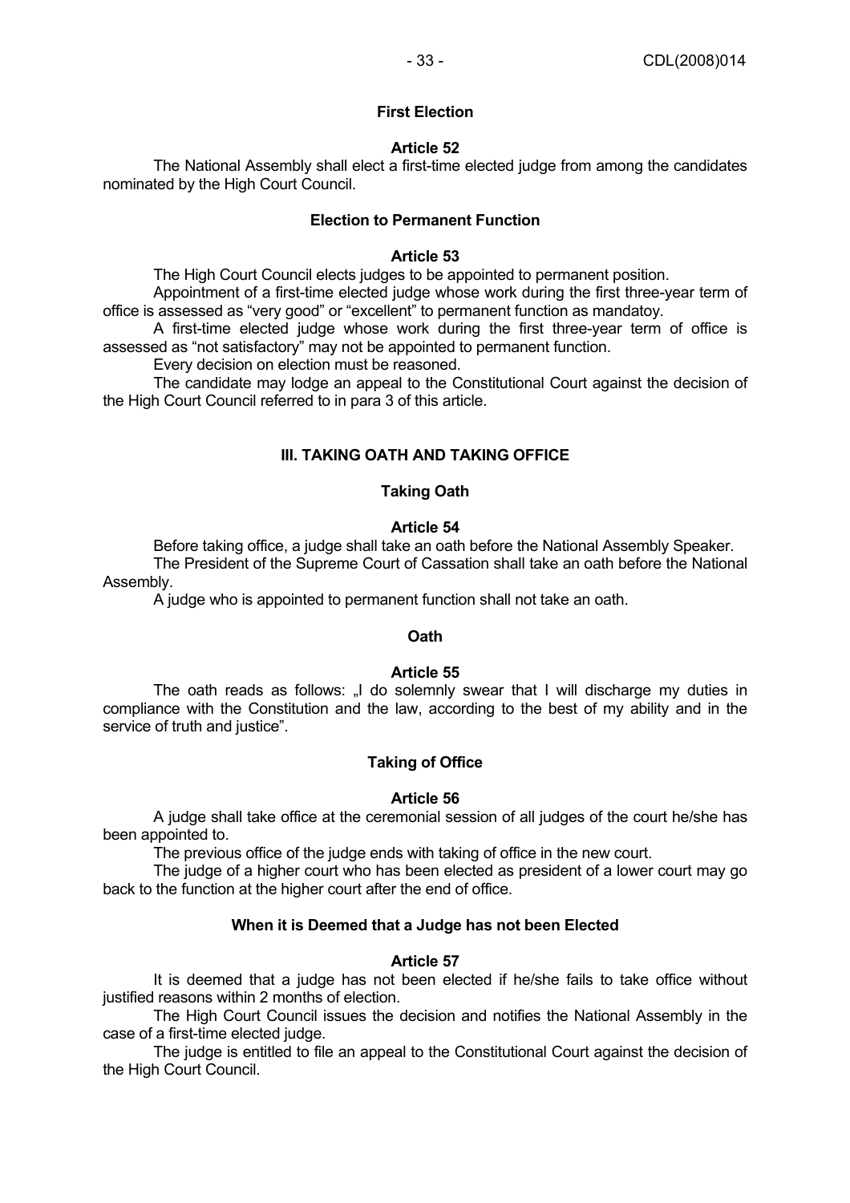**First Election**

**Article 52**

The National Assembly shall elect a first-time elected judge from among the candidates nominated by the High Court Council.

**Election to Permanent Function**

**Article 53**

The High Court Council elects judges to be appointed to permanent position.

Appointment of a first-time elected judge whose work during the first three-year term of office is assessed as "very good" or "excellent" to permanent function as mandatoy.

A first-time elected judge whose work during the first three-year term of office is assessed as "not satisfactory" may not be appointed to permanent function.

Every decision on election must be reasoned.

The candidate may lodge an appeal to the Constitutional Court against the decision of the High Court Council referred to in para 3 of this article.

## III. TAKING OATH AND TAKING OFFICE

**Taking Oath**

**Article 54**

Before taking office, a judge shall take an oath before the National Assembly Speaker.

The President of the Supreme Court of Cassation shall take an oath before the National Assembly.

A judge who is appointed to permanent function shall not take an oath.

**Oath**

**Article 55**

The oath reads as follows: „I do solemnly swear that I will discharge my duties in compliance with the Constitution and the law, according to the best of my ability and in the service of truth and justice".

**Taking of Office**

**Article 56**

A judge shall take office at the ceremonial session of all judges of the court he/she has been appointed to.

The previous office of the judge ends with taking of office in the new court.

The judge of a higher court who has been elected as president of a lower court may go back to the function at the higher court after the end of office.

**When it is Deemed that a Judge has not been Elected**

**Article 57**

It is deemed that a judge has not been elected if he/she fails to take office without justified reasons within 2 months of election.

The High Court Council issues the decision and notifies the National Assembly in the case of a first-time elected judge.

The judge is entitled to file an appeal to the Constitutional Court against the decision of the High Court Council.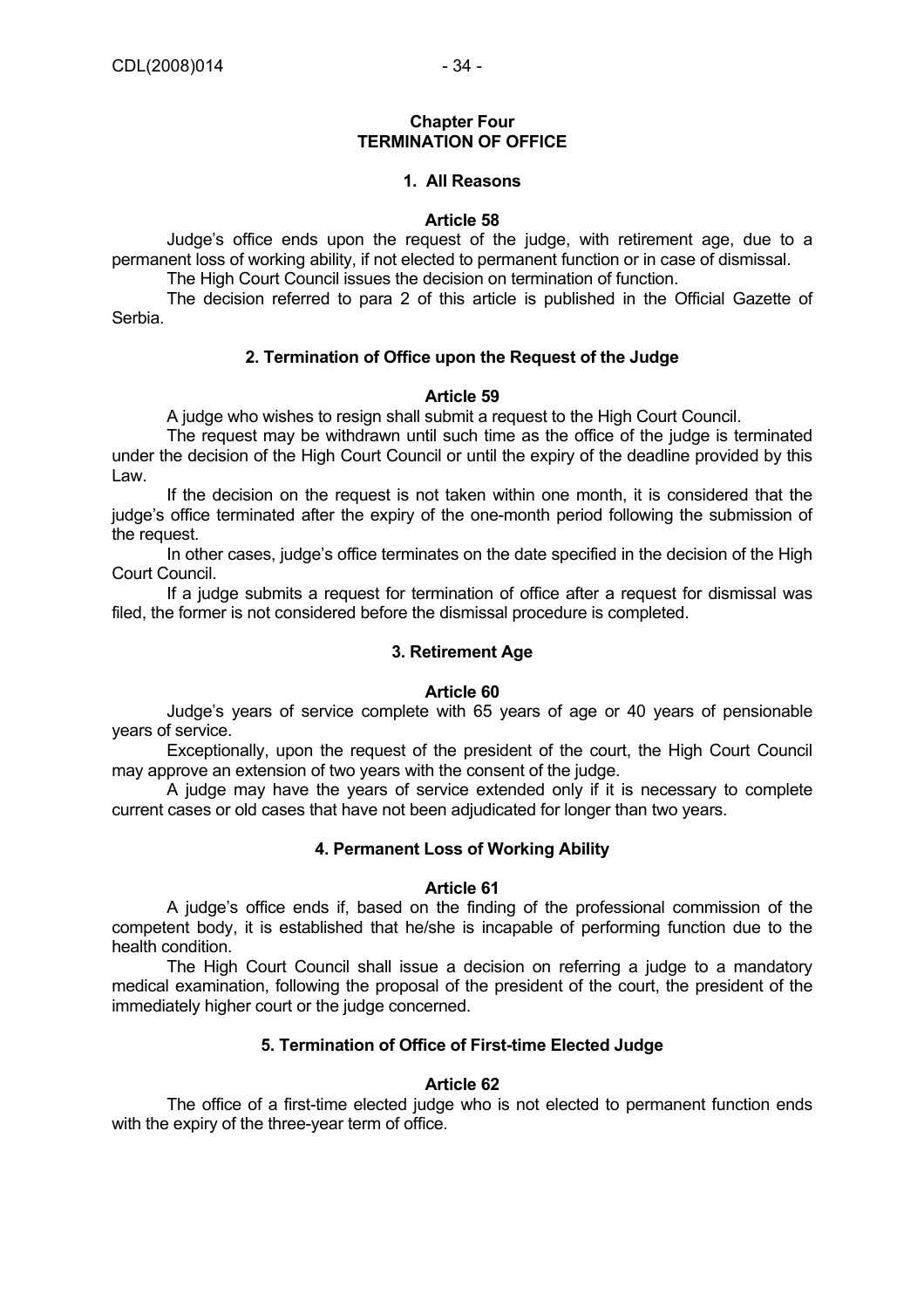## Chapter Four
## TERMINATION OF OFFICE

### 1. All Reasons

#### Article 58

Judge's office ends upon the request of the judge, with retirement age, due to a permanent loss of working ability, if not elected to permanent function or in case of dismissal.

The High Court Council issues the decision on termination of function.

The decision referred to para 2 of this article is published in the Official Gazette of Serbia.

### 2. Termination of Office upon the Request of the Judge

#### Article 59

A judge who wishes to resign shall submit a request to the High Court Council.

The request may be withdrawn until such time as the office of the judge is terminated under the decision of the High Court Council or until the expiry of the deadline provided by this Law.

If the decision on the request is not taken within one month, it is considered that the judge's office terminated after the expiry of the one-month period following the submission of the request.

In other cases, judge's office terminates on the date specified in the decision of the High Court Council.

If a judge submits a request for termination of office after a request for dismissal was filed, the former is not considered before the dismissal procedure is completed.

### 3. Retirement Age

#### Article 60

Judge's years of service complete with 65 years of age or 40 years of pensionable years of service.

Exceptionally, upon the request of the president of the court, the High Court Council may approve an extension of two years with the consent of the judge.

A judge may have the years of service extended only if it is necessary to complete current cases or old cases that have not been adjudicated for longer than two years.

### 4. Permanent Loss of Working Ability

#### Article 61

A judge's office ends if, based on the finding of the professional commission of the competent body, it is established that he/she is incapable of performing function due to the health condition.

The High Court Council shall issue a decision on referring a judge to a mandatory medical examination, following the proposal of the president of the court, the president of the immediately higher court or the judge concerned.

### 5. Termination of Office of First-time Elected Judge

#### Article 62

The office of a first-time elected judge who is not elected to permanent function ends with the expiry of the three-year term of office.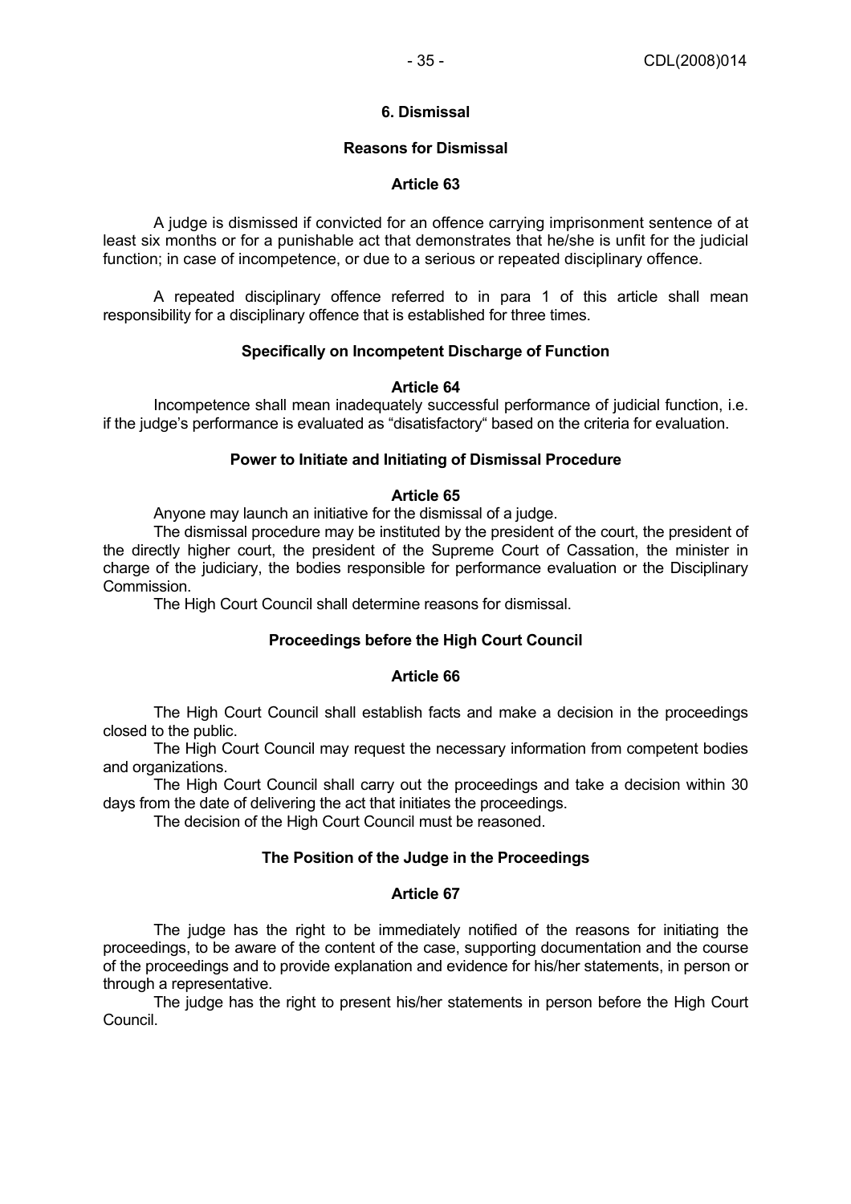## 6. Dismissal

### Reasons for Dismissal

### Article 63

A judge is dismissed if convicted for an offence carrying imprisonment sentence of at least six months or for a punishable act that demonstrates that he/she is unfit for the judicial function; in case of incompetence, or due to a serious or repeated disciplinary offence.

A repeated disciplinary offence referred to in para 1 of this article shall mean responsibility for a disciplinary offence that is established for three times.

### Specifically on Incompetent Discharge of Function

### Article 64

Incompetence shall mean inadequately successful performance of judicial function, i.e. if the judge's performance is evaluated as "disatisfactory" based on the criteria for evaluation.

### Power to Initiate and Initiating of Dismissal Procedure

### Article 65

Anyone may launch an initiative for the dismissal of a judge.

The dismissal procedure may be instituted by the president of the court, the president of the directly higher court, the president of the Supreme Court of Cassation, the minister in charge of the judiciary, the bodies responsible for performance evaluation or the Disciplinary Commission.

The High Court Council shall determine reasons for dismissal.

### Proceedings before the High Court Council

### Article 66

The High Court Council shall establish facts and make a decision in the proceedings closed to the public.

The High Court Council may request the necessary information from competent bodies and organizations.

The High Court Council shall carry out the proceedings and take a decision within 30 days from the date of delivering the act that initiates the proceedings.

The decision of the High Court Council must be reasoned.

### The Position of the Judge in the Proceedings

### Article 67

The judge has the right to be immediately notified of the reasons for initiating the proceedings, to be aware of the content of the case, supporting documentation and the course of the proceedings and to provide explanation and evidence for his/her statements, in person or through a representative.

The judge has the right to present his/her statements in person before the High Court Council.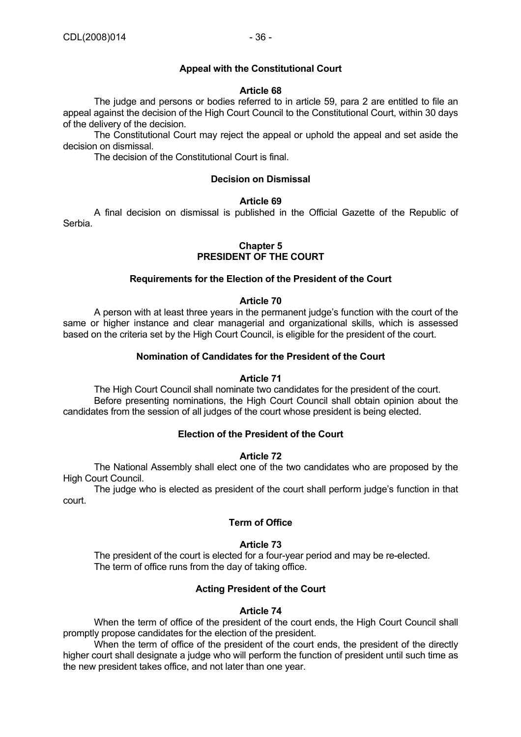#### Appeal with the Constitutional Court

**Article 68**

The judge and persons or bodies referred to in article 59, para 2 are entitled to file an appeal against the decision of the High Court Council to the Constitutional Court, within 30 days of the delivery of the decision.

The Constitutional Court may reject the appeal or uphold the appeal and set aside the decision on dismissal.

The decision of the Constitutional Court is final.

#### Decision on Dismissal

**Article 69**

A final decision on dismissal is published in the Official Gazette of the Republic of Serbia.

## Chapter 5
## PRESIDENT OF THE COURT

#### Requirements for the Election of the President of the Court

**Article 70**

A person with at least three years in the permanent judge's function with the court of the same or higher instance and clear managerial and organizational skills, which is assessed based on the criteria set by the High Court Council, is eligible for the president of the court.

#### Nomination of Candidates for the President of the Court

**Article 71**

The High Court Council shall nominate two candidates for the president of the court.

Before presenting nominations, the High Court Council shall obtain opinion about the candidates from the session of all judges of the court whose president is being elected.

#### Election of the President of the Court

**Article 72**

The National Assembly shall elect one of the two candidates who are proposed by the High Court Council.

The judge who is elected as president of the court shall perform judge's function in that court.

#### Term of Office

**Article 73**

The president of the court is elected for a four-year period and may be re-elected.

The term of office runs from the day of taking office.

#### Acting President of the Court

**Article 74**

When the term of office of the president of the court ends, the High Court Council shall promptly propose candidates for the election of the president.

When the term of office of the president of the court ends, the president of the directly higher court shall designate a judge who will perform the function of president until such time as the new president takes office, and not later than one year.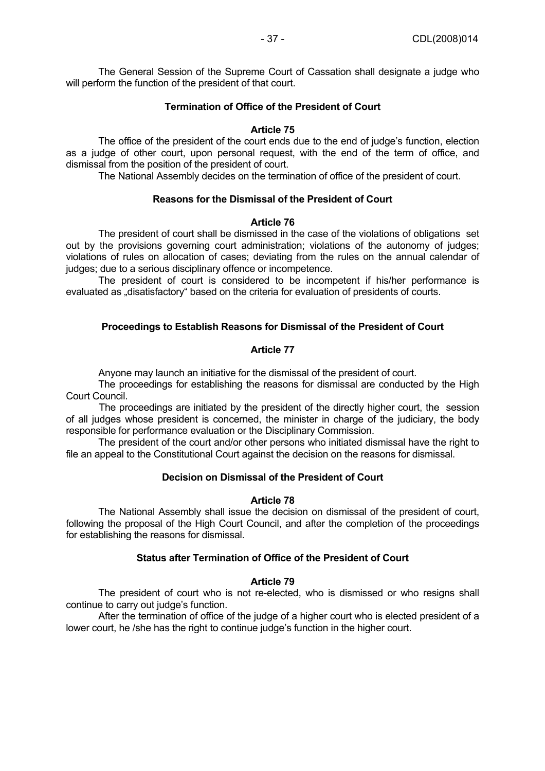The General Session of the Supreme Court of Cassation shall designate a judge who will perform the function of the president of that court.

**Termination of Office of the President of Court**

**Article 75**

The office of the president of the court ends due to the end of judge's function, election as a judge of other court, upon personal request, with the end of the term of office, and dismissal from the position of the president of court.

The National Assembly decides on the termination of office of the president of court.

**Reasons for the Dismissal of the President of Court**

**Article 76**

The president of court shall be dismissed in the case of the violations of obligations set out by the provisions governing court administration; violations of the autonomy of judges; violations of rules on allocation of cases; deviating from the rules on the annual calendar of judges; due to a serious disciplinary offence or incompetence.

The president of court is considered to be incompetent if his/her performance is evaluated as „disatisfactory" based on the criteria for evaluation of presidents of courts.

**Proceedings to Establish Reasons for Dismissal of the President of Court**

**Article 77**

Anyone may launch an initiative for the dismissal of the president of court.

The proceedings for establishing the reasons for dismissal are conducted by the High Court Council.

The proceedings are initiated by the president of the directly higher court, the session of all judges whose president is concerned, the minister in charge of the judiciary, the body responsible for performance evaluation or the Disciplinary Commission.

The president of the court and/or other persons who initiated dismissal have the right to file an appeal to the Constitutional Court against the decision on the reasons for dismissal.

**Decision on Dismissal of the President of Court**

**Article 78**

The National Assembly shall issue the decision on dismissal of the president of court, following the proposal of the High Court Council, and after the completion of the proceedings for establishing the reasons for dismissal.

**Status after Termination of Office of the President of Court**

**Article 79**

The president of court who is not re-elected, who is dismissed or who resigns shall continue to carry out judge's function.

After the termination of office of the judge of a higher court who is elected president of a lower court, he /she has the right to continue judge's function in the higher court.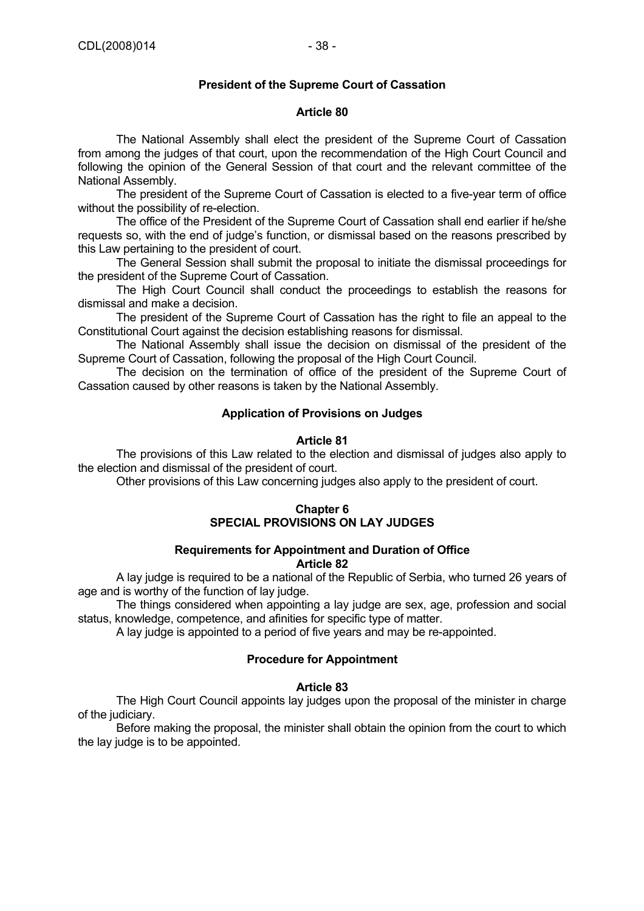**President of the Supreme Court of Cassation**

**Article 80**

The National Assembly shall elect the president of the Supreme Court of Cassation from among the judges of that court, upon the recommendation of the High Court Council and following the opinion of the General Session of that court and the relevant committee of the National Assembly.

The president of the Supreme Court of Cassation is elected to a five-year term of office without the possibility of re-election.

The office of the President of the Supreme Court of Cassation shall end earlier if he/she requests so, with the end of judge's function, or dismissal based on the reasons prescribed by this Law pertaining to the president of court.

The General Session shall submit the proposal to initiate the dismissal proceedings for the president of the Supreme Court of Cassation.

The High Court Council shall conduct the proceedings to establish the reasons for dismissal and make a decision.

The president of the Supreme Court of Cassation has the right to file an appeal to the Constitutional Court against the decision establishing reasons for dismissal.

The National Assembly shall issue the decision on dismissal of the president of the Supreme Court of Cassation, following the proposal of the High Court Council.

The decision on the termination of office of the president of the Supreme Court of Cassation caused by other reasons is taken by the National Assembly.

**Application of Provisions on Judges**

**Article 81**

The provisions of this Law related to the election and dismissal of judges also apply to the election and dismissal of the president of court.

Other provisions of this Law concerning judges also apply to the president of court.

## Chapter 6
## SPECIAL PROVISIONS ON LAY JUDGES

**Requirements for Appointment and Duration of Office**
**Article 82**

A lay judge is required to be a national of the Republic of Serbia, who turned 26 years of age and is worthy of the function of lay judge.

The things considered when appointing a lay judge are sex, age, profession and social status, knowledge, competence, and afinities for specific type of matter.

A lay judge is appointed to a period of five years and may be re-appointed.

**Procedure for Appointment**

**Article 83**

The High Court Council appoints lay judges upon the proposal of the minister in charge of the judiciary.

Before making the proposal, the minister shall obtain the opinion from the court to which the lay judge is to be appointed.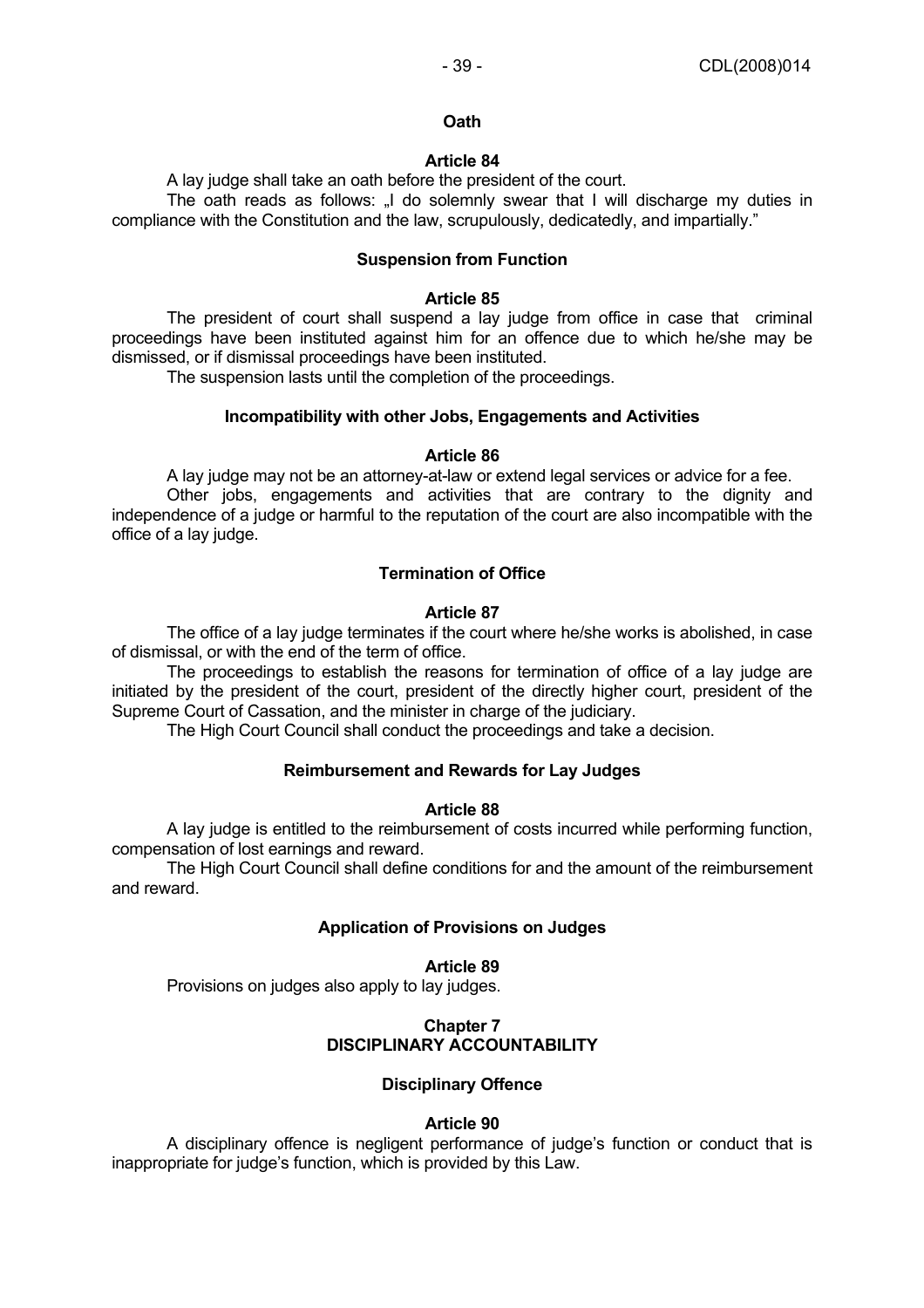**Oath**

**Article 84**

A lay judge shall take an oath before the president of the court.

The oath reads as follows: „I do solemnly swear that I will discharge my duties in compliance with the Constitution and the law, scrupulously, dedicatedly, and impartially."

**Suspension from Function**

**Article 85**

The president of court shall suspend a lay judge from office in case that criminal proceedings have been instituted against him for an offence due to which he/she may be dismissed, or if dismissal proceedings have been instituted.

The suspension lasts until the completion of the proceedings.

**Incompatibility with other Jobs, Engagements and Activities**

**Article 86**

A lay judge may not be an attorney-at-law or extend legal services or advice for a fee.

Other jobs, engagements and activities that are contrary to the dignity and independence of a judge or harmful to the reputation of the court are also incompatible with the office of a lay judge.

**Termination of Office**

**Article 87**

The office of a lay judge terminates if the court where he/she works is abolished, in case of dismissal, or with the end of the term of office.

The proceedings to establish the reasons for termination of office of a lay judge are initiated by the president of the court, president of the directly higher court, president of the Supreme Court of Cassation, and the minister in charge of the judiciary.

The High Court Council shall conduct the proceedings and take a decision.

**Reimbursement and Rewards for Lay Judges**

**Article 88**

A lay judge is entitled to the reimbursement of costs incurred while performing function, compensation of lost earnings and reward.

The High Court Council shall define conditions for and the amount of the reimbursement and reward.

**Application of Provisions on Judges**

**Article 89**

Provisions on judges also apply to lay judges.

## Chapter 7
## DISCIPLINARY ACCOUNTABILITY

**Disciplinary Offence**

**Article 90**

A disciplinary offence is negligent performance of judge's function or conduct that is inappropriate for judge's function, which is provided by this Law.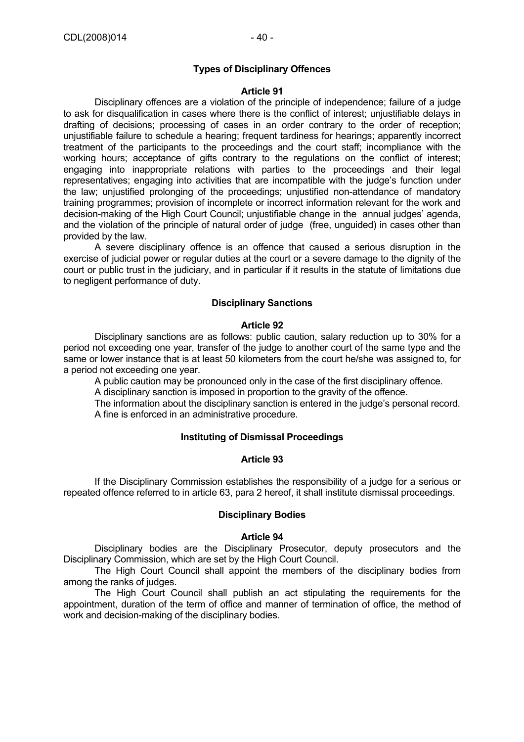### Types of Disciplinary Offences

#### Article 91

Disciplinary offences are a violation of the principle of independence; failure of a judge to ask for disqualification in cases where there is the conflict of interest; unjustifiable delays in drafting of decisions; processing of cases in an order contrary to the order of reception; unjustifiable failure to schedule a hearing; frequent tardiness for hearings; apparently incorrect treatment of the participants to the proceedings and the court staff; incompliance with the working hours; acceptance of gifts contrary to the regulations on the conflict of interest; engaging into inappropriate relations with parties to the proceedings and their legal representatives; engaging into activities that are incompatible with the judge's function under the law; unjustified prolonging of the proceedings; unjustified non-attendance of mandatory training programmes; provision of incomplete or incorrect information relevant for the work and decision-making of the High Court Council; unjustifiable change in the annual judges' agenda, and the violation of the principle of natural order of judge (free, unguided) in cases other than provided by the law.

A severe disciplinary offence is an offence that caused a serious disruption in the exercise of judicial power or regular duties at the court or a severe damage to the dignity of the court or public trust in the judiciary, and in particular if it results in the statute of limitations due to negligent performance of duty.

### Disciplinary Sanctions

#### Article 92

Disciplinary sanctions are as follows: public caution, salary reduction up to 30% for a period not exceeding one year, transfer of the judge to another court of the same type and the same or lower instance that is at least 50 kilometers from the court he/she was assigned to, for a period not exceeding one year.

A public caution may be pronounced only in the case of the first disciplinary offence.

A disciplinary sanction is imposed in proportion to the gravity of the offence.

The information about the disciplinary sanction is entered in the judge's personal record.

A fine is enforced in an administrative procedure.

### Instituting of Dismissal Proceedings

#### Article 93

If the Disciplinary Commission establishes the responsibility of a judge for a serious or repeated offence referred to in article 63, para 2 hereof, it shall institute dismissal proceedings.

### Disciplinary Bodies

#### Article 94

Disciplinary bodies are the Disciplinary Prosecutor, deputy prosecutors and the Disciplinary Commission, which are set by the High Court Council.

The High Court Council shall appoint the members of the disciplinary bodies from among the ranks of judges.

The High Court Council shall publish an act stipulating the requirements for the appointment, duration of the term of office and manner of termination of office, the method of work and decision-making of the disciplinary bodies.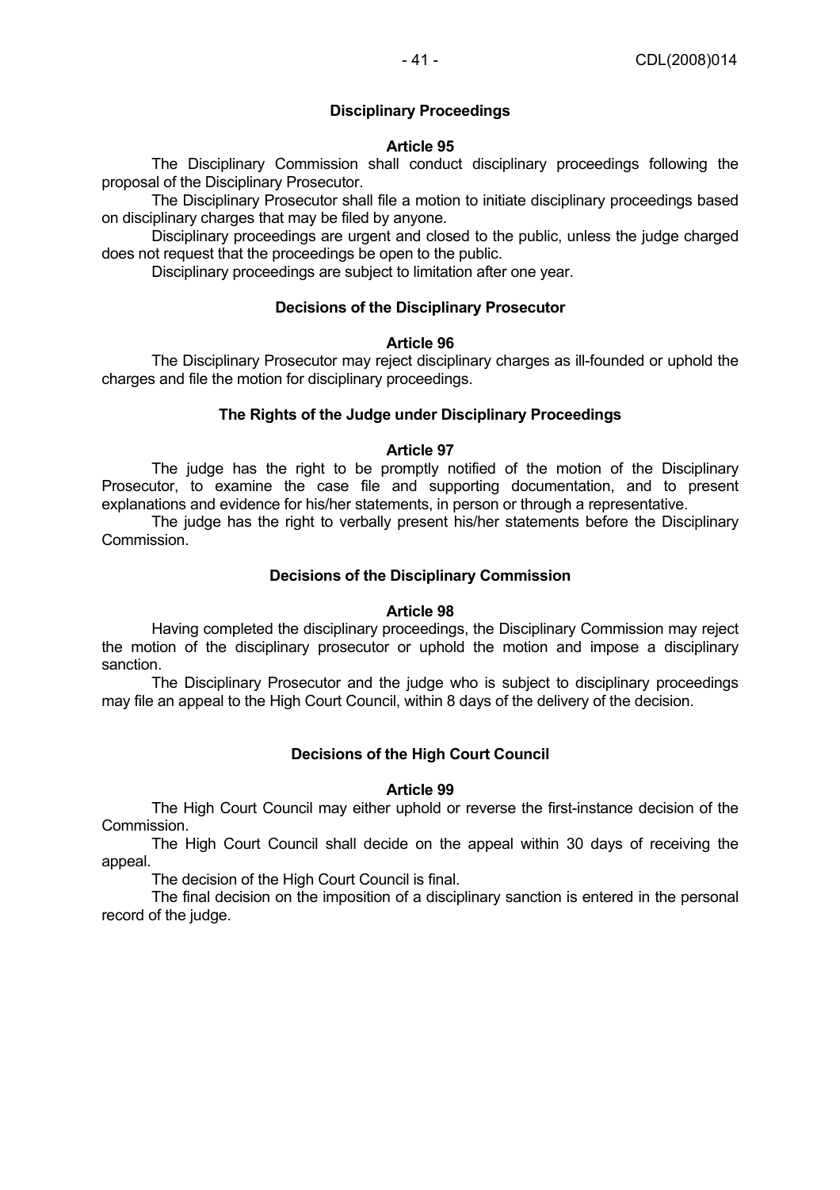### Disciplinary Proceedings

#### Article 95

The Disciplinary Commission shall conduct disciplinary proceedings following the proposal of the Disciplinary Prosecutor.

The Disciplinary Prosecutor shall file a motion to initiate disciplinary proceedings based on disciplinary charges that may be filed by anyone.

Disciplinary proceedings are urgent and closed to the public, unless the judge charged does not request that the proceedings be open to the public.

Disciplinary proceedings are subject to limitation after one year.

### Decisions of the Disciplinary Prosecutor

#### Article 96

The Disciplinary Prosecutor may reject disciplinary charges as ill-founded or uphold the charges and file the motion for disciplinary proceedings.

### The Rights of the Judge under Disciplinary Proceedings

#### Article 97

The judge has the right to be promptly notified of the motion of the Disciplinary Prosecutor, to examine the case file and supporting documentation, and to present explanations and evidence for his/her statements, in person or through a representative.

The judge has the right to verbally present his/her statements before the Disciplinary Commission.

### Decisions of the Disciplinary Commission

#### Article 98

Having completed the disciplinary proceedings, the Disciplinary Commission may reject the motion of the disciplinary prosecutor or uphold the motion and impose a disciplinary sanction.

The Disciplinary Prosecutor and the judge who is subject to disciplinary proceedings may file an appeal to the High Court Council, within 8 days of the delivery of the decision.

### Decisions of the High Court Council

#### Article 99

The High Court Council may either uphold or reverse the first-instance decision of the Commission.

The High Court Council shall decide on the appeal within 30 days of receiving the appeal.

The decision of the High Court Council is final.

The final decision on the imposition of a disciplinary sanction is entered in the personal record of the judge.